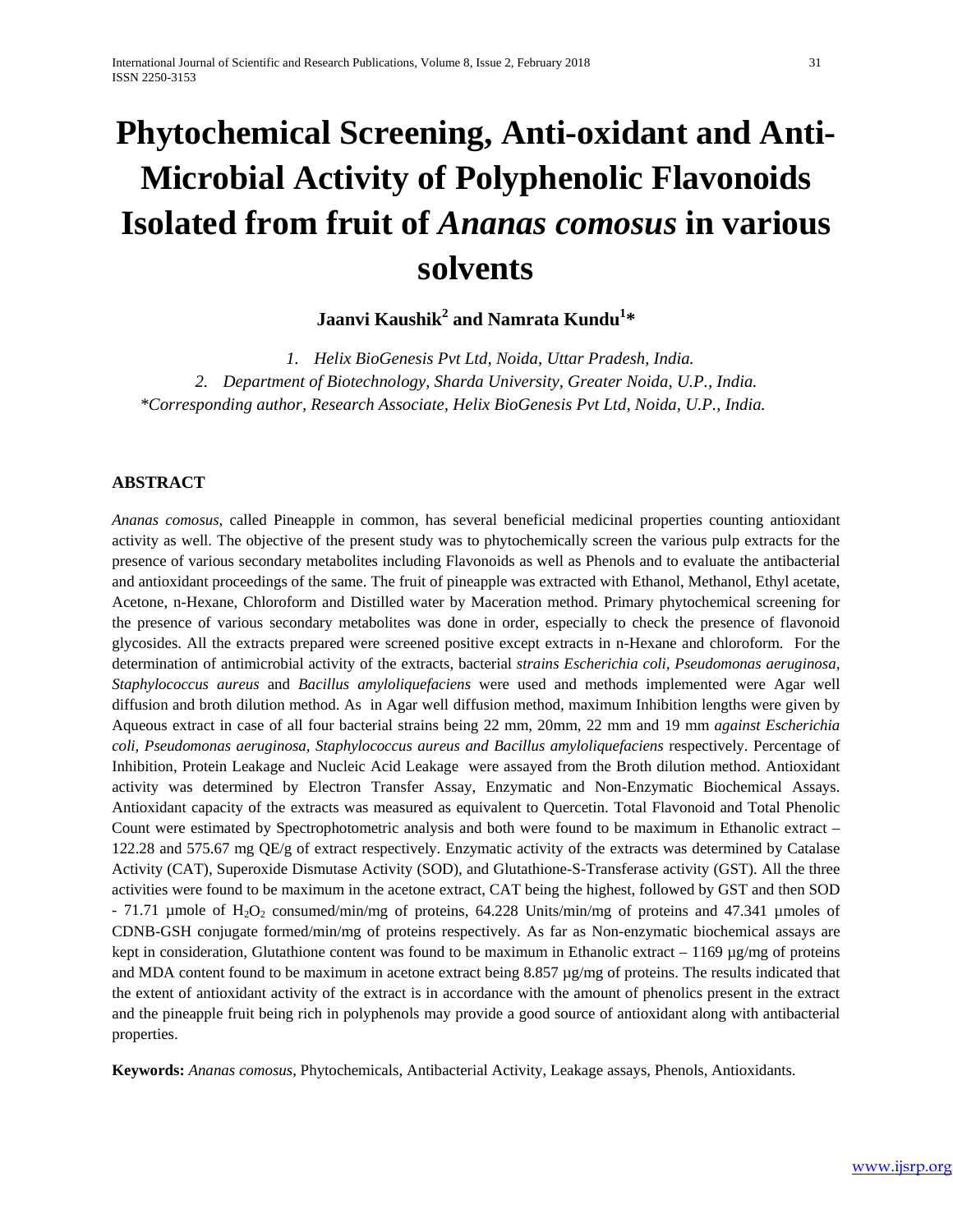# Phytochemical Screening, Anti-oxidant and Anti-Microbial Activity of Polyphenolic Flavonoids Isolated from fruit of *Ananas comosus* in various solvents

**Jaanvi Kaushik[2] and Namrata Kundu[1]***

*1. Helix BioGenesis Pvt Ltd, Noida, Uttar Pradesh, India.*
*2. Department of Biotechnology, Sharda University, Greater Noida, U.P., India.*
*\*Corresponding author, Research Associate, Helix BioGenesis Pvt Ltd, Noida, U.P., India.*

## ABSTRACT

*Ananas comosus*, called Pineapple in common, has several beneficial medicinal properties counting antioxidant activity as well. The objective of the present study was to phytochemically screen the various pulp extracts for the presence of various secondary metabolites including Flavonoids as well as Phenols and to evaluate the antibacterial and antioxidant proceedings of the same. The fruit of pineapple was extracted with Ethanol, Methanol, Ethyl acetate, Acetone, n-Hexane, Chloroform and Distilled water by Maceration method. Primary phytochemical screening for the presence of various secondary metabolites was done in order, especially to check the presence of flavonoid glycosides. All the extracts prepared were screened positive except extracts in n-Hexane and chloroform. For the determination of antimicrobial activity of the extracts, bacterial *strains Escherichia coli, Pseudomonas aeruginosa, Staphylococcus aureus* and *Bacillus amyloliquefaciens* were used and methods implemented were Agar well diffusion and broth dilution method. As in Agar well diffusion method, maximum Inhibition lengths were given by Aqueous extract in case of all four bacterial strains being 22 mm, 20mm, 22 mm and 19 mm *against Escherichia coli, Pseudomonas aeruginosa, Staphylococcus aureus and Bacillus amyloliquefaciens* respectively. Percentage of Inhibition, Protein Leakage and Nucleic Acid Leakage were assayed from the Broth dilution method. Antioxidant activity was determined by Electron Transfer Assay, Enzymatic and Non-Enzymatic Biochemical Assays. Antioxidant capacity of the extracts was measured as equivalent to Quercetin. Total Flavonoid and Total Phenolic Count were estimated by Spectrophotometric analysis and both were found to be maximum in Ethanolic extract – 122.28 and 575.67 mg QE/g of extract respectively. Enzymatic activity of the extracts was determined by Catalase Activity (CAT), Superoxide Dismutase Activity (SOD), and Glutathione-S-Transferase activity (GST). All the three activities were found to be maximum in the acetone extract, CAT being the highest, followed by GST and then SOD - 71.71 µmole of $H_2O_2$ consumed/min/mg of proteins, 64.228 Units/min/mg of proteins and 47.341 µmoles of CDNB-GSH conjugate formed/min/mg of proteins respectively. As far as Non-enzymatic biochemical assays are kept in consideration, Glutathione content was found to be maximum in Ethanolic extract – 1169 µg/mg of proteins and MDA content found to be maximum in acetone extract being 8.857 µg/mg of proteins. The results indicated that the extent of antioxidant activity of the extract is in accordance with the amount of phenolics present in the extract and the pineapple fruit being rich in polyphenols may provide a good source of antioxidant along with antibacterial properties.

**Keywords:** *Ananas comosus*, Phytochemicals, Antibacterial Activity, Leakage assays, Phenols, Antioxidants.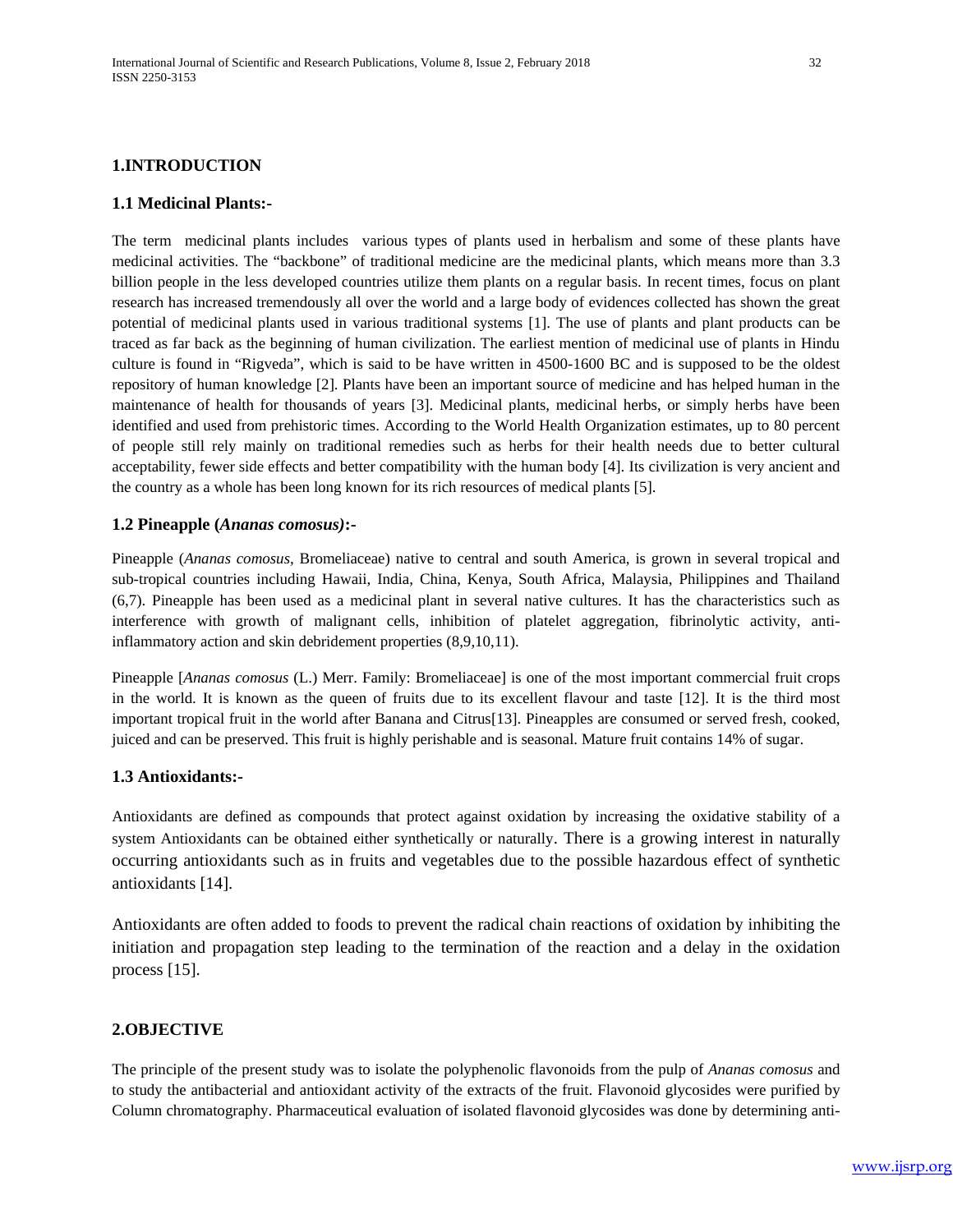## 1.INTRODUCTION

### 1.1 Medicinal Plants:-

The term medicinal plants includes various types of plants used in herbalism and some of these plants have medicinal activities. The "backbone" of traditional medicine are the medicinal plants, which means more than 3.3 billion people in the less developed countries utilize them plants on a regular basis. In recent times, focus on plant research has increased tremendously all over the world and a large body of evidences collected has shown the great potential of medicinal plants used in various traditional systems [1]. The use of plants and plant products can be traced as far back as the beginning of human civilization. The earliest mention of medicinal use of plants in Hindu culture is found in "Rigveda", which is said to be have written in 4500-1600 BC and is supposed to be the oldest repository of human knowledge [2]. Plants have been an important source of medicine and has helped human in the maintenance of health for thousands of years [3]. Medicinal plants, medicinal herbs, or simply herbs have been identified and used from prehistoric times. According to the World Health Organization estimates, up to 80 percent of people still rely mainly on traditional remedies such as herbs for their health needs due to better cultural acceptability, fewer side effects and better compatibility with the human body [4]. Its civilization is very ancient and the country as a whole has been long known for its rich resources of medical plants [5].

### 1.2 Pineapple (*Ananas comosus)*:-

Pineapple (*Ananas comosus*, Bromeliaceae) native to central and south America, is grown in several tropical and sub-tropical countries including Hawaii, India, China, Kenya, South Africa, Malaysia, Philippines and Thailand (6,7). Pineapple has been used as a medicinal plant in several native cultures. It has the characteristics such as interference with growth of malignant cells, inhibition of platelet aggregation, fibrinolytic activity, anti-inflammatory action and skin debridement properties (8,9,10,11).

Pineapple [*Ananas comosus* (L.) Merr. Family: Bromeliaceae] is one of the most important commercial fruit crops in the world. It is known as the queen of fruits due to its excellent flavour and taste [12]. It is the third most important tropical fruit in the world after Banana and Citrus[13]. Pineapples are consumed or served fresh, cooked, juiced and can be preserved. This fruit is highly perishable and is seasonal. Mature fruit contains 14% of sugar.

### 1.3 Antioxidants:-

Antioxidants are defined as compounds that protect against oxidation by increasing the oxidative stability of a system Antioxidants can be obtained either synthetically or naturally. There is a growing interest in naturally occurring antioxidants such as in fruits and vegetables due to the possible hazardous effect of synthetic antioxidants [14].

Antioxidants are often added to foods to prevent the radical chain reactions of oxidation by inhibiting the initiation and propagation step leading to the termination of the reaction and a delay in the oxidation process [15].

## 2.OBJECTIVE

The principle of the present study was to isolate the polyphenolic flavonoids from the pulp of *Ananas comosus* and to study the antibacterial and antioxidant activity of the extracts of the fruit. Flavonoid glycosides were purified by Column chromatography. Pharmaceutical evaluation of isolated flavonoid glycosides was done by determining anti-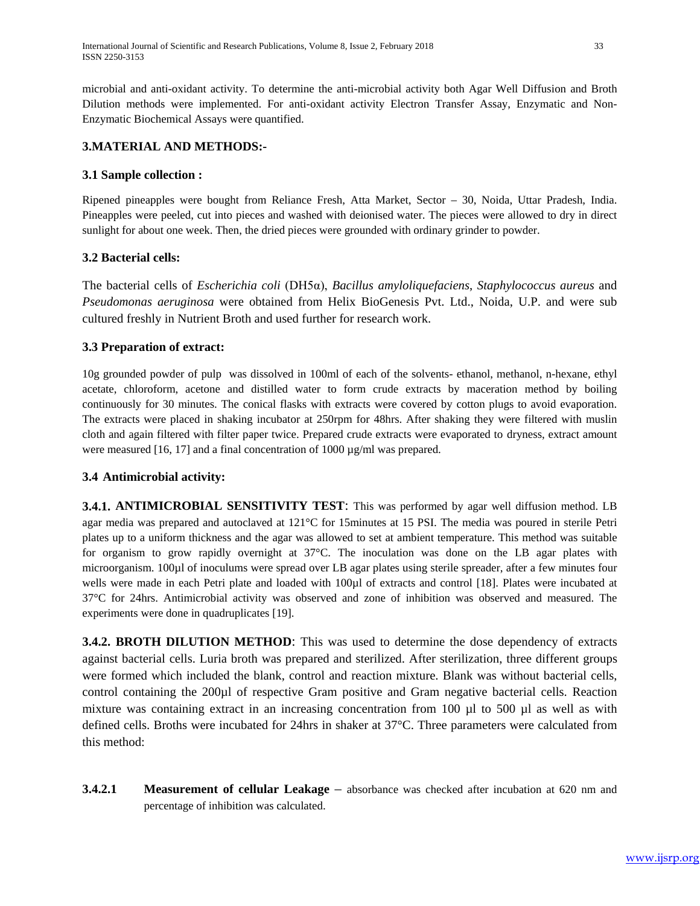microbial and anti-oxidant activity. To determine the anti-microbial activity both Agar Well Diffusion and Broth Dilution methods were implemented. For anti-oxidant activity Electron Transfer Assay, Enzymatic and Non-Enzymatic Biochemical Assays were quantified.

## 3.MATERIAL AND METHODS:-

### 3.1 Sample collection :

Ripened pineapples were bought from Reliance Fresh, Atta Market, Sector – 30, Noida, Uttar Pradesh, India. Pineapples were peeled, cut into pieces and washed with deionised water. The pieces were allowed to dry in direct sunlight for about one week. Then, the dried pieces were grounded with ordinary grinder to powder.

### 3.2 Bacterial cells:

The bacterial cells of *Escherichia coli* (DH5α), *Bacillus amyloliquefaciens*, *Staphylococcus aureus* and *Pseudomonas aeruginosa* were obtained from Helix BioGenesis Pvt. Ltd., Noida, U.P. and were sub cultured freshly in Nutrient Broth and used further for research work.

### 3.3 Preparation of extract:

10g grounded powder of pulp was dissolved in 100ml of each of the solvents- ethanol, methanol, n-hexane, ethyl acetate, chloroform, acetone and distilled water to form crude extracts by maceration method by boiling continuously for 30 minutes. The conical flasks with extracts were covered by cotton plugs to avoid evaporation. The extracts were placed in shaking incubator at 250rpm for 48hrs. After shaking they were filtered with muslin cloth and again filtered with filter paper twice. Prepared crude extracts were evaporated to dryness, extract amount were measured [16, 17] and a final concentration of 1000 µg/ml was prepared.

### 3.4 Antimicrobial activity:

**3.4.1. ANTIMICROBIAL SENSITIVITY TEST**: This was performed by agar well diffusion method. LB agar media was prepared and autoclaved at 121°C for 15minutes at 15 PSI. The media was poured in sterile Petri plates up to a uniform thickness and the agar was allowed to set at ambient temperature. This method was suitable for organism to grow rapidly overnight at 37°C. The inoculation was done on the LB agar plates with microorganism. 100µl of inoculums were spread over LB agar plates using sterile spreader, after a few minutes four wells were made in each Petri plate and loaded with 100µl of extracts and control [18]. Plates were incubated at 37°C for 24hrs. Antimicrobial activity was observed and zone of inhibition was observed and measured. The experiments were done in quadruplicates [19].

**3.4.2. BROTH DILUTION METHOD**: This was used to determine the dose dependency of extracts against bacterial cells. Luria broth was prepared and sterilized. After sterilization, three different groups were formed which included the blank, control and reaction mixture. Blank was without bacterial cells, control containing the 200µl of respective Gram positive and Gram negative bacterial cells. Reaction mixture was containing extract in an increasing concentration from 100 µl to 500 µl as well as with defined cells. Broths were incubated for 24hrs in shaker at 37°C. Three parameters were calculated from this method:

**3.4.2.1 Measurement of cellular Leakage** – absorbance was checked after incubation at 620 nm and percentage of inhibition was calculated.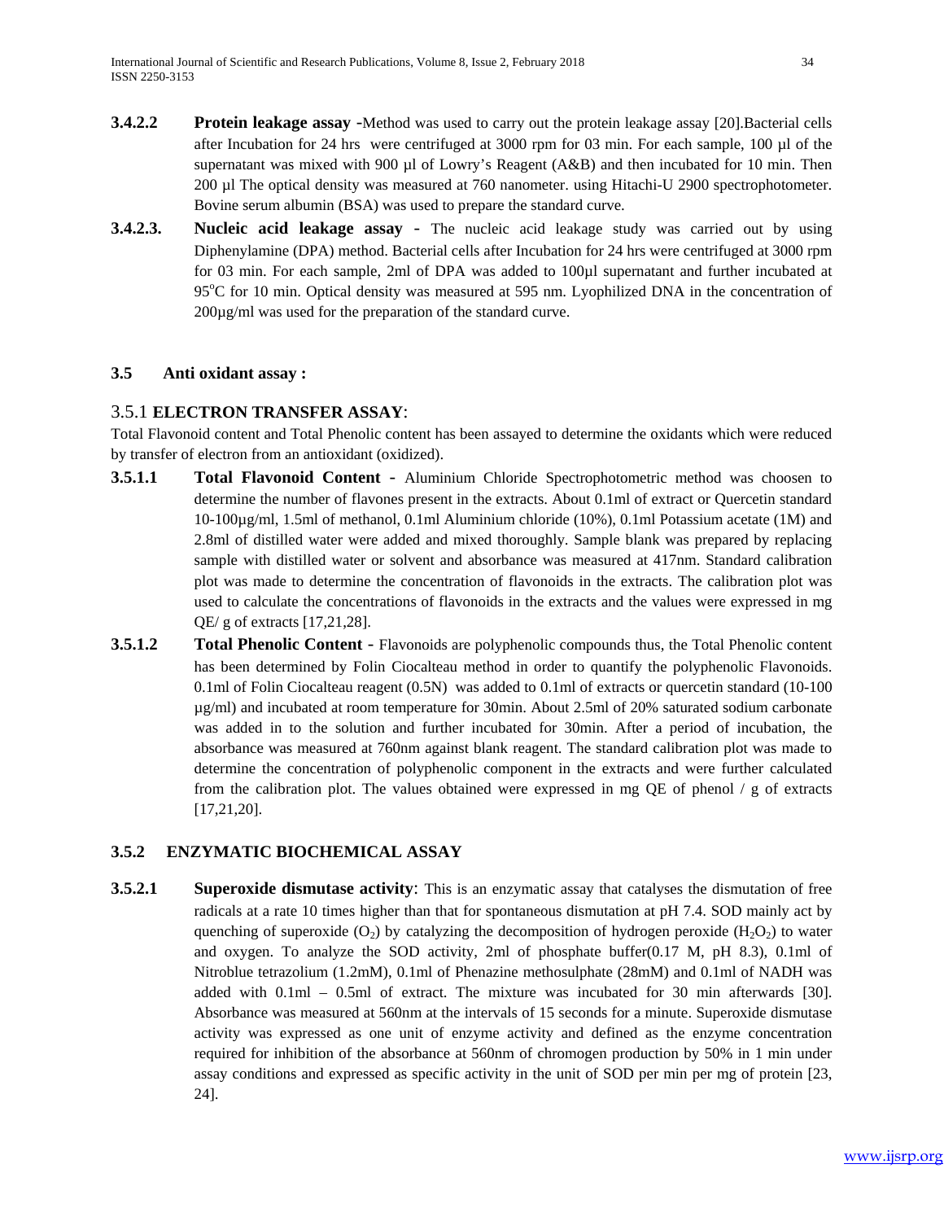**3.4.2.2** **Protein leakage assay** -Method was used to carry out the protein leakage assay [20].Bacterial cells after Incubation for 24 hrs were centrifuged at 3000 rpm for 03 min. For each sample, 100 µl of the supernatant was mixed with 900 µl of Lowry's Reagent (A&B) and then incubated for 10 min. Then 200 µl The optical density was measured at 760 nanometer. using Hitachi-U 2900 spectrophotometer. Bovine serum albumin (BSA) was used to prepare the standard curve.

**3.4.2.3.** **Nucleic acid leakage assay** - The nucleic acid leakage study was carried out by using Diphenylamine (DPA) method. Bacterial cells after Incubation for 24 hrs were centrifuged at 3000 rpm for 03 min. For each sample, 2ml of DPA was added to 100µl supernatant and further incubated at 95°C for 10 min. Optical density was measured at 595 nm. Lyophilized DNA in the concentration of 200µg/ml was used for the preparation of the standard curve.

## 3.5 Anti oxidant assay :

### 3.5.1 ELECTRON TRANSFER ASSAY:

Total Flavonoid content and Total Phenolic content has been assayed to determine the oxidants which were reduced by transfer of electron from an antioxidant (oxidized).

**3.5.1.1** **Total Flavonoid Content** - Aluminium Chloride Spectrophotometric method was choosen to determine the number of flavones present in the extracts. About 0.1ml of extract or Quercetin standard 10-100µg/ml, 1.5ml of methanol, 0.1ml Aluminium chloride (10%), 0.1ml Potassium acetate (1M) and 2.8ml of distilled water were added and mixed thoroughly. Sample blank was prepared by replacing sample with distilled water or solvent and absorbance was measured at 417nm. Standard calibration plot was made to determine the concentration of flavonoids in the extracts. The calibration plot was used to calculate the concentrations of flavonoids in the extracts and the values were expressed in mg QE/ g of extracts [17,21,28].

**3.5.1.2** **Total Phenolic Content** - Flavonoids are polyphenolic compounds thus, the Total Phenolic content has been determined by Folin Ciocalteau method in order to quantify the polyphenolic Flavonoids. 0.1ml of Folin Ciocalteau reagent (0.5N) was added to 0.1ml of extracts or quercetin standard (10-100 µg/ml) and incubated at room temperature for 30min. About 2.5ml of 20% saturated sodium carbonate was added in to the solution and further incubated for 30min. After a period of incubation, the absorbance was measured at 760nm against blank reagent. The standard calibration plot was made to determine the concentration of polyphenolic component in the extracts and were further calculated from the calibration plot. The values obtained were expressed in mg QE of phenol / g of extracts [17,21,20].

### 3.5.2 ENZYMATIC BIOCHEMICAL ASSAY

**3.5.2.1** **Superoxide dismutase activity**: This is an enzymatic assay that catalyses the dismutation of free radicals at a rate 10 times higher than that for spontaneous dismutation at pH 7.4. SOD mainly act by quenching of superoxide ($O_2$) by catalyzing the decomposition of hydrogen peroxide ($H_2O_2$) to water and oxygen. To analyze the SOD activity, 2ml of phosphate buffer(0.17 M, pH 8.3), 0.1ml of Nitroblue tetrazolium (1.2mM), 0.1ml of Phenazine methosulphate (28mM) and 0.1ml of NADH was added with 0.1ml – 0.5ml of extract. The mixture was incubated for 30 min afterwards [30]. Absorbance was measured at 560nm at the intervals of 15 seconds for a minute. Superoxide dismutase activity was expressed as one unit of enzyme activity and defined as the enzyme concentration required for inhibition of the absorbance at 560nm of chromogen production by 50% in 1 min under assay conditions and expressed as specific activity in the unit of SOD per min per mg of protein [23, 24].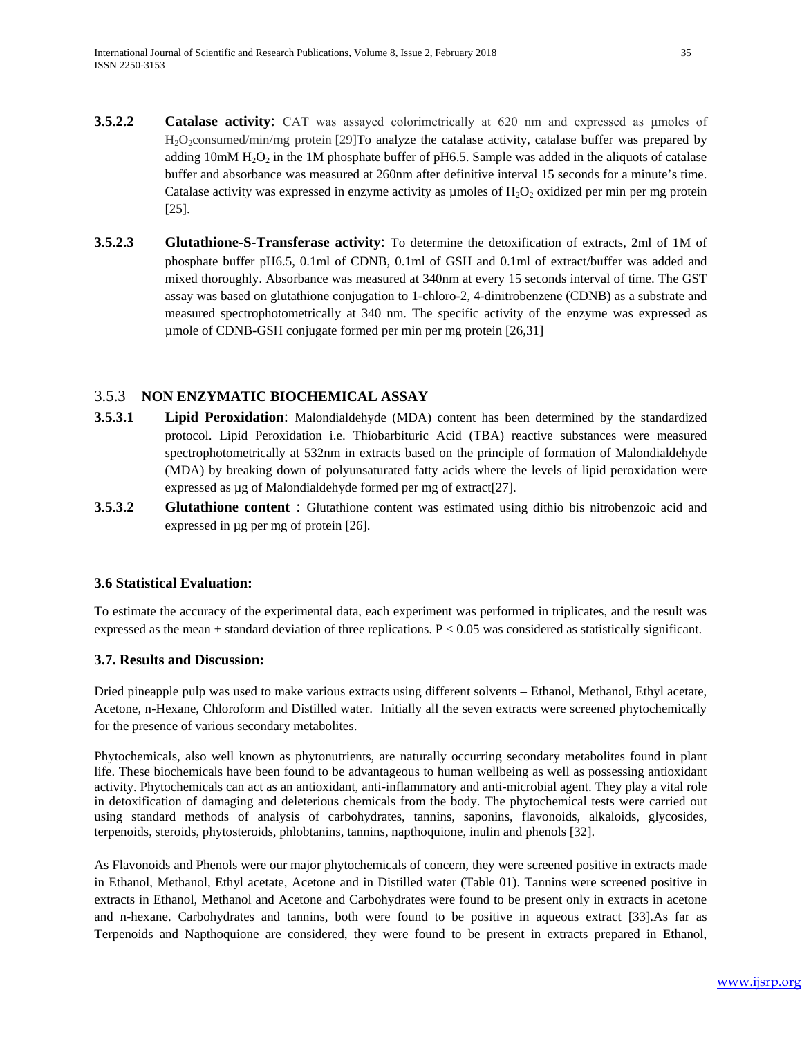**3.5.2.2 Catalase activity**: CAT was assayed colorimetrically at 620 nm and expressed as μmoles of $H_2O_2$consumed/min/mg protein [29]To analyze the catalase activity, catalase buffer was prepared by adding 10mM $H_2O_2$ in the 1M phosphate buffer of pH6.5. Sample was added in the aliquots of catalase buffer and absorbance was measured at 260nm after definitive interval 15 seconds for a minute's time. Catalase activity was expressed in enzyme activity as μmoles of $H_2O_2$ oxidized per min per mg protein [25].

**3.5.2.3 Glutathione-S-Transferase activity**: To determine the detoxification of extracts, 2ml of 1M of phosphate buffer pH6.5, 0.1ml of CDNB, 0.1ml of GSH and 0.1ml of extract/buffer was added and mixed thoroughly. Absorbance was measured at 340nm at every 15 seconds interval of time. The GST assay was based on glutathione conjugation to 1-chloro-2, 4-dinitrobenzene (CDNB) as a substrate and measured spectrophotometrically at 340 nm. The specific activity of the enzyme was expressed as μmole of CDNB-GSH conjugate formed per min per mg protein [26,31]

### 3.5.3 NON ENZYMATIC BIOCHEMICAL ASSAY

**3.5.3.1 Lipid Peroxidation**: Malondialdehyde (MDA) content has been determined by the standardized protocol. Lipid Peroxidation i.e. Thiobarbituric Acid (TBA) reactive substances were measured spectrophotometrically at 532nm in extracts based on the principle of formation of Malondialdehyde (MDA) by breaking down of polyunsaturated fatty acids where the levels of lipid peroxidation were expressed as μg of Malondialdehyde formed per mg of extract[27].

**3.5.3.2 Glutathione content** : Glutathione content was estimated using dithio bis nitrobenzoic acid and expressed in μg per mg of protein [26].

### 3.6 Statistical Evaluation:

To estimate the accuracy of the experimental data, each experiment was performed in triplicates, and the result was expressed as the mean ± standard deviation of three replications. $P < 0.05$ was considered as statistically significant.

### 3.7. Results and Discussion:

Dried pineapple pulp was used to make various extracts using different solvents – Ethanol, Methanol, Ethyl acetate, Acetone, n-Hexane, Chloroform and Distilled water. Initially all the seven extracts were screened phytochemically for the presence of various secondary metabolites.

Phytochemicals, also well known as phytonutrients, are naturally occurring secondary metabolites found in plant life. These biochemicals have been found to be advantageous to human wellbeing as well as possessing antioxidant activity. Phytochemicals can act as an antioxidant, anti-inflammatory and anti-microbial agent. They play a vital role in detoxification of damaging and deleterious chemicals from the body. The phytochemical tests were carried out using standard methods of analysis of carbohydrates, tannins, saponins, flavonoids, alkaloids, glycosides, terpenoids, steroids, phytosteroids, phlobtanins, tannins, napthoquione, inulin and phenols [32].

As Flavonoids and Phenols were our major phytochemicals of concern, they were screened positive in extracts made in Ethanol, Methanol, Ethyl acetate, Acetone and in Distilled water (Table 01). Tannins were screened positive in extracts in Ethanol, Methanol and Acetone and Carbohydrates were found to be present only in extracts in acetone and n-hexane. Carbohydrates and tannins, both were found to be positive in aqueous extract [33].As far as Terpenoids and Napthoquione are considered, they were found to be present in extracts prepared in Ethanol,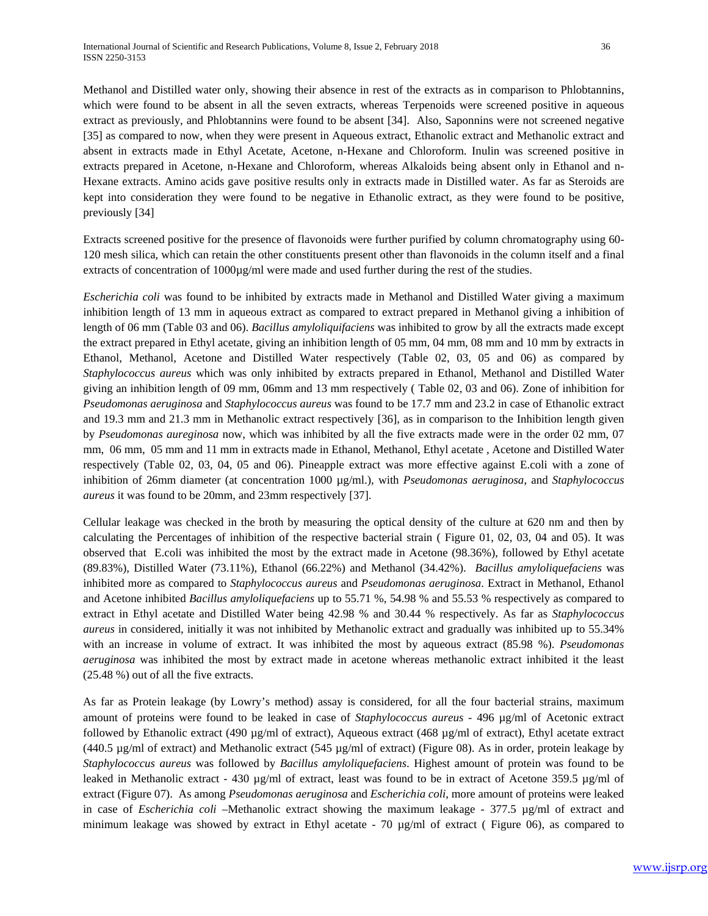Methanol and Distilled water only, showing their absence in rest of the extracts as in comparison to Phlobtannins, which were found to be absent in all the seven extracts, whereas Terpenoids were screened positive in aqueous extract as previously, and Phlobtannins were found to be absent [34]. Also, Saponnins were not screened negative [35] as compared to now, when they were present in Aqueous extract, Ethanolic extract and Methanolic extract and absent in extracts made in Ethyl Acetate, Acetone, n-Hexane and Chloroform. Inulin was screened positive in extracts prepared in Acetone, n-Hexane and Chloroform, whereas Alkaloids being absent only in Ethanol and n-Hexane extracts. Amino acids gave positive results only in extracts made in Distilled water. As far as Steroids are kept into consideration they were found to be negative in Ethanolic extract, as they were found to be positive, previously [34]

Extracts screened positive for the presence of flavonoids were further purified by column chromatography using 60-120 mesh silica, which can retain the other constituents present other than flavonoids in the column itself and a final extracts of concentration of 1000µg/ml were made and used further during the rest of the studies.

*Escherichia coli* was found to be inhibited by extracts made in Methanol and Distilled Water giving a maximum inhibition length of 13 mm in aqueous extract as compared to extract prepared in Methanol giving a inhibition of length of 06 mm (Table 03 and 06). *Bacillus amyloliquifaciens* was inhibited to grow by all the extracts made except the extract prepared in Ethyl acetate, giving an inhibition length of 05 mm, 04 mm, 08 mm and 10 mm by extracts in Ethanol, Methanol, Acetone and Distilled Water respectively (Table 02, 03, 05 and 06) as compared by *Staphylococcus aureus* which was only inhibited by extracts prepared in Ethanol, Methanol and Distilled Water giving an inhibition length of 09 mm, 06mm and 13 mm respectively ( Table 02, 03 and 06). Zone of inhibition for *Pseudomonas aeruginosa* and *Staphylococcus aureus* was found to be 17.7 mm and 23.2 in case of Ethanolic extract and 19.3 mm and 21.3 mm in Methanolic extract respectively [36], as in comparison to the Inhibition length given by *Pseudomonas aureginosa* now, which was inhibited by all the five extracts made were in the order 02 mm, 07 mm, 06 mm, 05 mm and 11 mm in extracts made in Ethanol, Methanol, Ethyl acetate , Acetone and Distilled Water respectively (Table 02, 03, 04, 05 and 06). Pineapple extract was more effective against E.coli with a zone of inhibition of 26mm diameter (at concentration 1000 µg/ml.), with *Pseudomonas aeruginosa*, and *Staphylococcus aureus* it was found to be 20mm, and 23mm respectively [37].

Cellular leakage was checked in the broth by measuring the optical density of the culture at 620 nm and then by calculating the Percentages of inhibition of the respective bacterial strain ( Figure 01, 02, 03, 04 and 05). It was observed that E.coli was inhibited the most by the extract made in Acetone (98.36%), followed by Ethyl acetate (89.83%), Distilled Water (73.11%), Ethanol (66.22%) and Methanol (34.42%). *Bacillus amyloliquefaciens* was inhibited more as compared to *Staphylococcus aureus* and *Pseudomonas aeruginosa*. Extract in Methanol, Ethanol and Acetone inhibited *Bacillus amyloliquefaciens* up to 55.71 %, 54.98 % and 55.53 % respectively as compared to extract in Ethyl acetate and Distilled Water being 42.98 % and 30.44 % respectively. As far as *Staphylococcus aureus* in considered, initially it was not inhibited by Methanolic extract and gradually was inhibited up to 55.34% with an increase in volume of extract. It was inhibited the most by aqueous extract (85.98 %). *Pseudomonas aeruginosa* was inhibited the most by extract made in acetone whereas methanolic extract inhibited it the least (25.48 %) out of all the five extracts.

As far as Protein leakage (by Lowry's method) assay is considered, for all the four bacterial strains, maximum amount of proteins were found to be leaked in case of *Staphylococcus aureus* - 496 µg/ml of Acetonic extract followed by Ethanolic extract (490 µg/ml of extract), Aqueous extract (468 µg/ml of extract), Ethyl acetate extract (440.5 µg/ml of extract) and Methanolic extract (545 µg/ml of extract) (Figure 08). As in order, protein leakage by *Staphylococcus aureus* was followed by *Bacillus amyloliquefaciens*. Highest amount of protein was found to be leaked in Methanolic extract - 430 µg/ml of extract, least was found to be in extract of Acetone 359.5 µg/ml of extract (Figure 07). As among *Pseudomonas aeruginosa* and *Escherichia coli*, more amount of proteins were leaked in case of *Escherichia coli* –Methanolic extract showing the maximum leakage - 377.5 µg/ml of extract and minimum leakage was showed by extract in Ethyl acetate - 70 µg/ml of extract ( Figure 06), as compared to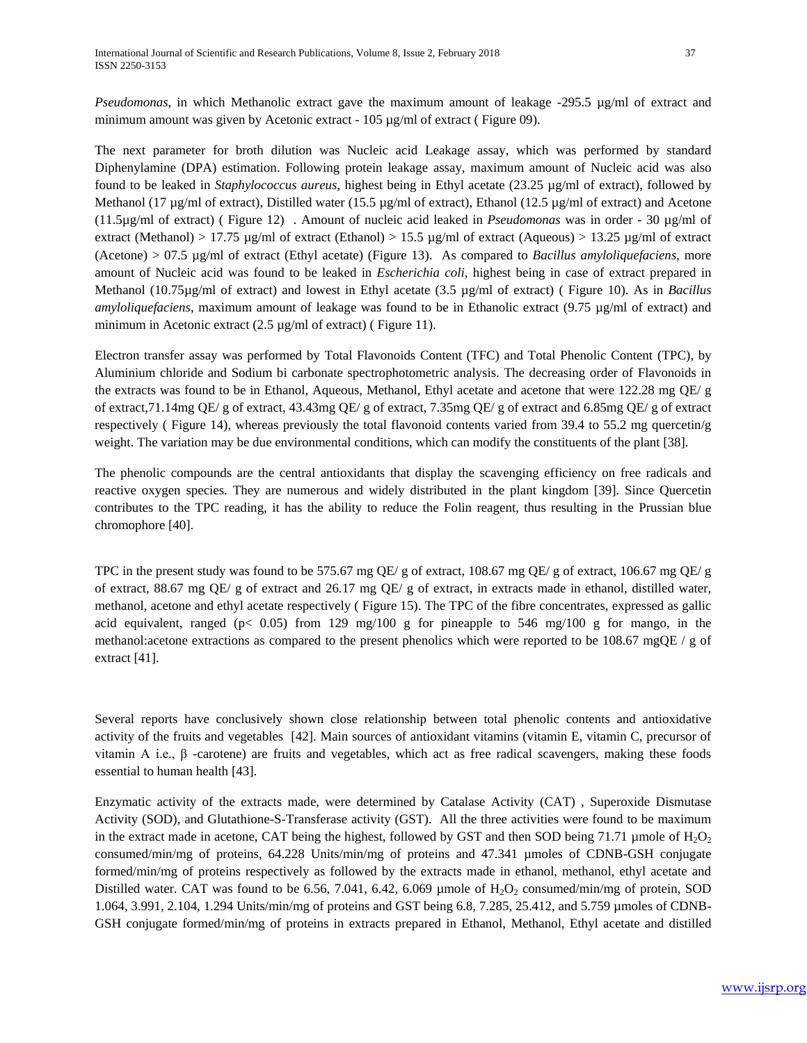*Pseudomonas*, in which Methanolic extract gave the maximum amount of leakage -295.5 µg/ml of extract and minimum amount was given by Acetonic extract - 105 µg/ml of extract ( Figure 09).

The next parameter for broth dilution was Nucleic acid Leakage assay, which was performed by standard Diphenylamine (DPA) estimation. Following protein leakage assay, maximum amount of Nucleic acid was also found to be leaked in *Staphylococcus aureus*, highest being in Ethyl acetate (23.25 µg/ml of extract), followed by Methanol (17 µg/ml of extract), Distilled water (15.5 µg/ml of extract), Ethanol (12.5 µg/ml of extract) and Acetone (11.5µg/ml of extract) ( Figure 12) . Amount of nucleic acid leaked in *Pseudomonas* was in order - 30 µg/ml of extract (Methanol) > 17.75 µg/ml of extract (Ethanol) > 15.5 µg/ml of extract (Aqueous) > 13.25 µg/ml of extract (Acetone) > 07.5 µg/ml of extract (Ethyl acetate) (Figure 13). As compared to *Bacillus amyloliquefaciens*, more amount of Nucleic acid was found to be leaked in *Escherichia coli*, highest being in case of extract prepared in Methanol (10.75µg/ml of extract) and lowest in Ethyl acetate (3.5 µg/ml of extract) ( Figure 10). As in *Bacillus amyloliquefaciens*, maximum amount of leakage was found to be in Ethanolic extract (9.75 µg/ml of extract) and minimum in Acetonic extract (2.5 µg/ml of extract) ( Figure 11).

Electron transfer assay was performed by Total Flavonoids Content (TFC) and Total Phenolic Content (TPC), by Aluminium chloride and Sodium bi carbonate spectrophotometric analysis. The decreasing order of Flavonoids in the extracts was found to be in Ethanol, Aqueous, Methanol, Ethyl acetate and acetone that were 122.28 mg QE/ g of extract,71.14mg QE/ g of extract, 43.43mg QE/ g of extract, 7.35mg QE/ g of extract and 6.85mg QE/ g of extract respectively ( Figure 14), whereas previously the total flavonoid contents varied from 39.4 to 55.2 mg quercetin/g weight. The variation may be due environmental conditions, which can modify the constituents of the plant [38].

The phenolic compounds are the central antioxidants that display the scavenging efficiency on free radicals and reactive oxygen species. They are numerous and widely distributed in the plant kingdom [39]. Since Quercetin contributes to the TPC reading, it has the ability to reduce the Folin reagent, thus resulting in the Prussian blue chromophore [40].

TPC in the present study was found to be 575.67 mg QE/ g of extract, 108.67 mg QE/ g of extract, 106.67 mg QE/ g of extract, 88.67 mg QE/ g of extract and 26.17 mg QE/ g of extract, in extracts made in ethanol, distilled water, methanol, acetone and ethyl acetate respectively ( Figure 15). The TPC of the fibre concentrates, expressed as gallic acid equivalent, ranged ($p < 0.05$) from 129 mg/100 g for pineapple to 546 mg/100 g for mango, in the methanol:acetone extractions as compared to the present phenolics which were reported to be 108.67 mgQE / g of extract [41].

Several reports have conclusively shown close relationship between total phenolic contents and antioxidative activity of the fruits and vegetables [42]. Main sources of antioxidant vitamins (vitamin E, vitamin C, precursor of vitamin A i.e., β -carotene) are fruits and vegetables, which act as free radical scavengers, making these foods essential to human health [43].

Enzymatic activity of the extracts made, were determined by Catalase Activity (CAT) , Superoxide Dismutase Activity (SOD), and Glutathione-S-Transferase activity (GST). All the three activities were found to be maximum in the extract made in acetone, CAT being the highest, followed by GST and then SOD being 71.71 µmole of $H_2O_2$ consumed/min/mg of proteins, 64.228 Units/min/mg of proteins and 47.341 µmoles of CDNB-GSH conjugate formed/min/mg of proteins respectively as followed by the extracts made in ethanol, methanol, ethyl acetate and Distilled water. CAT was found to be 6.56, 7.041, 6.42, 6.069 µmole of $H_2O_2$ consumed/min/mg of protein, SOD 1.064, 3.991, 2.104, 1.294 Units/min/mg of proteins and GST being 6.8, 7.285, 25.412, and 5.759 µmoles of CDNB-GSH conjugate formed/min/mg of proteins in extracts prepared in Ethanol, Methanol, Ethyl acetate and distilled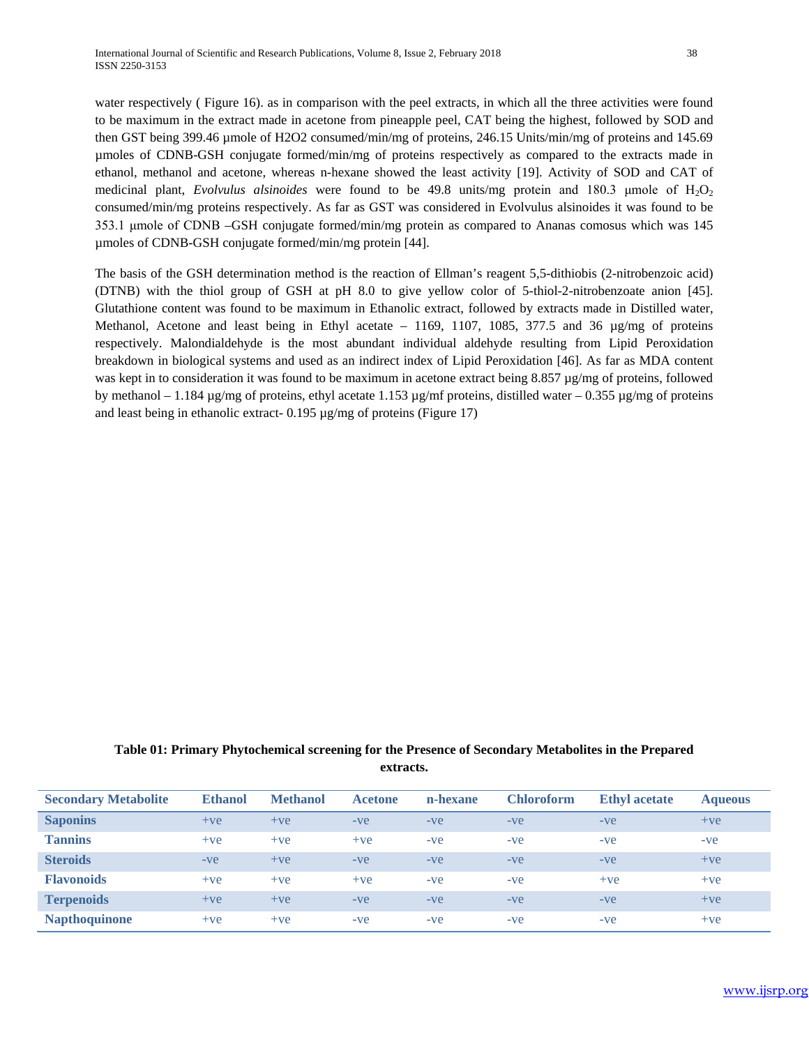water respectively ( Figure 16). as in comparison with the peel extracts, in which all the three activities were found to be maximum in the extract made in acetone from pineapple peel, CAT being the highest, followed by SOD and then GST being 399.46 µmole of H2O2 consumed/min/mg of proteins, 246.15 Units/min/mg of proteins and 145.69 µmoles of CDNB-GSH conjugate formed/min/mg of proteins respectively as compared to the extracts made in ethanol, methanol and acetone, whereas n-hexane showed the least activity [19]. Activity of SOD and CAT of medicinal plant, *Evolvulus alsinoides* were found to be 49.8 units/mg protein and 180.3 µmole of $H_2O_2$ consumed/min/mg proteins respectively. As far as GST was considered in Evolvulus alsinoides it was found to be 353.1 µmole of CDNB –GSH conjugate formed/min/mg protein as compared to Ananas comosus which was 145 µmoles of CDNB-GSH conjugate formed/min/mg protein [44].

The basis of the GSH determination method is the reaction of Ellman's reagent 5,5-dithiobis (2-nitrobenzoic acid) (DTNB) with the thiol group of GSH at pH 8.0 to give yellow color of 5-thiol-2-nitrobenzoate anion [45]. Glutathione content was found to be maximum in Ethanolic extract, followed by extracts made in Distilled water, Methanol, Acetone and least being in Ethyl acetate – 1169, 1107, 1085, 377.5 and 36 µg/mg of proteins respectively. Malondialdehyde is the most abundant individual aldehyde resulting from Lipid Peroxidation breakdown in biological systems and used as an indirect index of Lipid Peroxidation [46]. As far as MDA content was kept in to consideration it was found to be maximum in acetone extract being 8.857 µg/mg of proteins, followed by methanol – 1.184 µg/mg of proteins, ethyl acetate 1.153 µg/mf proteins, distilled water – 0.355 µg/mg of proteins and least being in ethanolic extract- 0.195 µg/mg of proteins (Figure 17)

**Table 01: Primary Phytochemical screening for the Presence of Secondary Metabolites in the Prepared extracts.**

| Secondary Metabolite | Ethanol | Methanol | Acetone | n-hexane | Chloroform | Ethyl acetate | Aqueous |
|---|---|---|---|---|---|---|---|
| **Saponins** | +ve | +ve | -ve | -ve | -ve | -ve | +ve |
| **Tannins** | +ve | +ve | +ve | -ve | -ve | -ve | -ve |
| **Steroids** | -ve | +ve | -ve | -ve | -ve | -ve | +ve |
| **Flavonoids** | +ve | +ve | +ve | -ve | -ve | +ve | +ve |
| **Terpenoids** | +ve | +ve | -ve | -ve | -ve | -ve | +ve |
| **Napthoquinone** | +ve | +ve | -ve | -ve | -ve | -ve | +ve |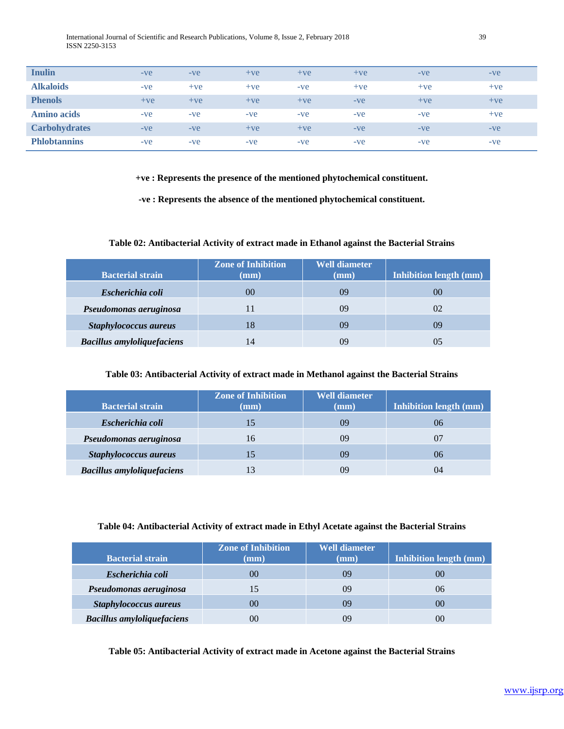| | | | | | | | |
|---|---|---|---|---|---|---|---|
| **Inulin** | -ve | -ve | +ve | +ve | +ve | -ve | -ve |
| **Alkaloids** | -ve | +ve | +ve | -ve | +ve | +ve | +ve |
| **Phenols** | +ve | +ve | +ve | +ve | -ve | +ve | +ve |
| **Amino acids** | -ve | -ve | -ve | -ve | -ve | -ve | +ve |
| **Carbohydrates** | -ve | -ve | +ve | +ve | -ve | -ve | -ve |
| **Phlobtannins** | -ve | -ve | -ve | -ve | -ve | -ve | -ve |

**+ve : Represents the presence of the mentioned phytochemical constituent.**

**-ve : Represents the absence of the mentioned phytochemical constituent.**

**Table 02: Antibacterial Activity of extract made in Ethanol against the Bacterial Strains**

| Bacterial strain | Zone of Inhibition (mm) | Well diameter (mm) | Inhibition length (mm) |
|---|---|---|---|
| ***Escherichia coli*** | 00 | 09 | 00 |
| ***Pseudomonas aeruginosa*** | 11 | 09 | 02 |
| ***Staphylococcus aureus*** | 18 | 09 | 09 |
| ***Bacillus amyloliquefaciens*** | 14 | 09 | 05 |

**Table 03: Antibacterial Activity of extract made in Methanol against the Bacterial Strains**

| Bacterial strain | Zone of Inhibition (mm) | Well diameter (mm) | Inhibition length (mm) |
|---|---|---|---|
| ***Escherichia coli*** | 15 | 09 | 06 |
| ***Pseudomonas aeruginosa*** | 16 | 09 | 07 |
| ***Staphylococcus aureus*** | 15 | 09 | 06 |
| ***Bacillus amyloliquefaciens*** | 13 | 09 | 04 |

**Table 04: Antibacterial Activity of extract made in Ethyl Acetate against the Bacterial Strains**

| Bacterial strain | Zone of Inhibition (mm) | Well diameter (mm) | Inhibition length (mm) |
|---|---|---|---|
| ***Escherichia coli*** | 00 | 09 | 00 |
| ***Pseudomonas aeruginosa*** | 15 | 09 | 06 |
| ***Staphylococcus aureus*** | 00 | 09 | 00 |
| ***Bacillus amyloliquefaciens*** | 00 | 09 | 00 |

**Table 05: Antibacterial Activity of extract made in Acetone against the Bacterial Strains**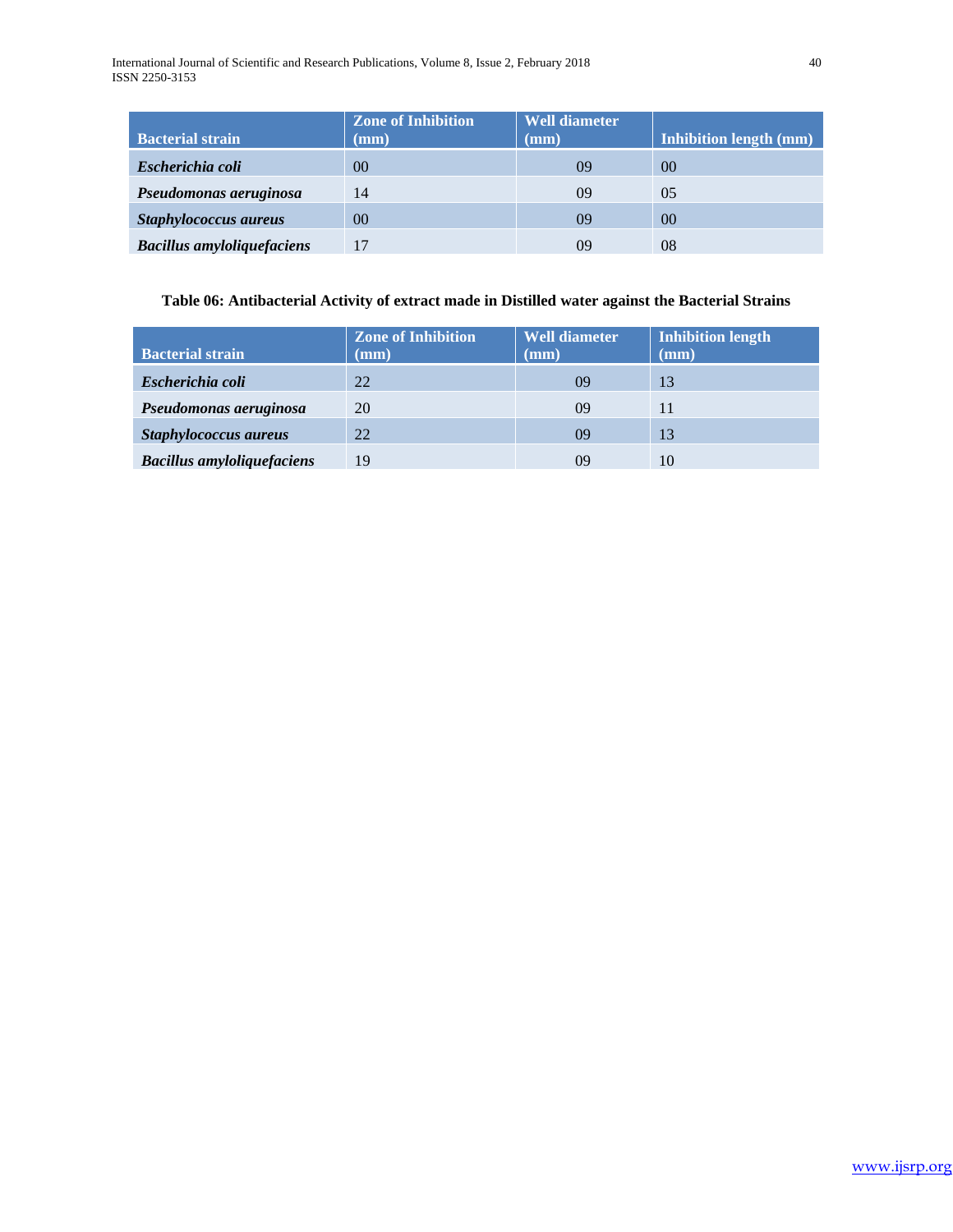| Bacterial strain | Zone of Inhibition (mm) | Well diameter (mm) | Inhibition length (mm) |
|---|---|---|---|
| ***Escherichia coli*** | 00 | 09 | 00 |
| ***Pseudomonas aeruginosa*** | 14 | 09 | 05 |
| ***Staphylococcus aureus*** | 00 | 09 | 00 |
| ***Bacillus amyloliquefaciens*** | 17 | 09 | 08 |

**Table 06: Antibacterial Activity of extract made in Distilled water against the Bacterial Strains**

| Bacterial strain | Zone of Inhibition (mm) | Well diameter (mm) | Inhibition length (mm) |
|---|---|---|---|
| ***Escherichia coli*** | 22 | 09 | 13 |
| ***Pseudomonas aeruginosa*** | 20 | 09 | 11 |
| ***Staphylococcus aureus*** | 22 | 09 | 13 |
| ***Bacillus amyloliquefaciens*** | 19 | 09 | 10 |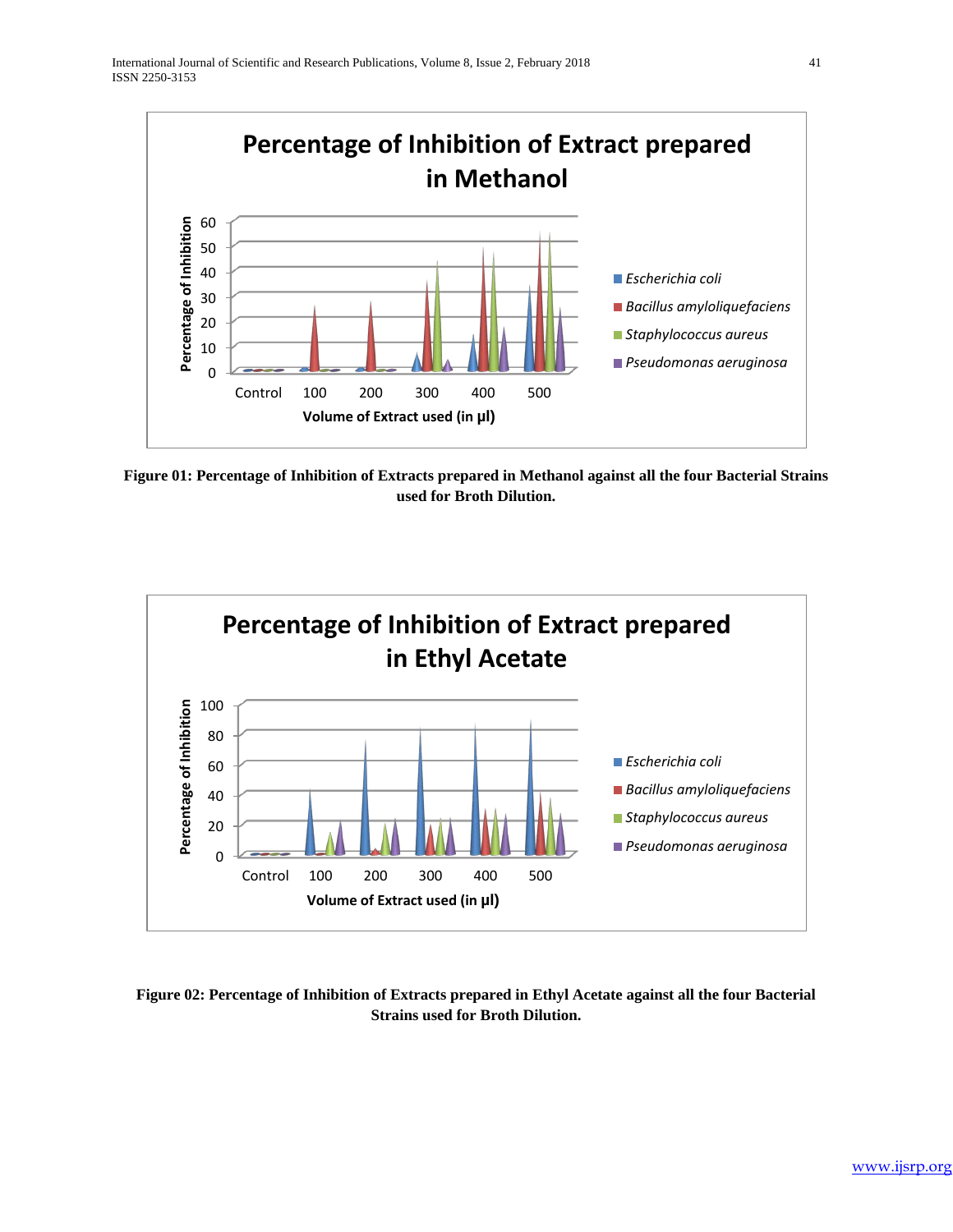Figure 01: Percentage of Inhibition of Extracts prepared in Methanol against all the four Bacterial Strains used for Broth Dilution.

Figure 02: Percentage of Inhibition of Extracts prepared in Ethyl Acetate against all the four Bacterial Strains used for Broth Dilution.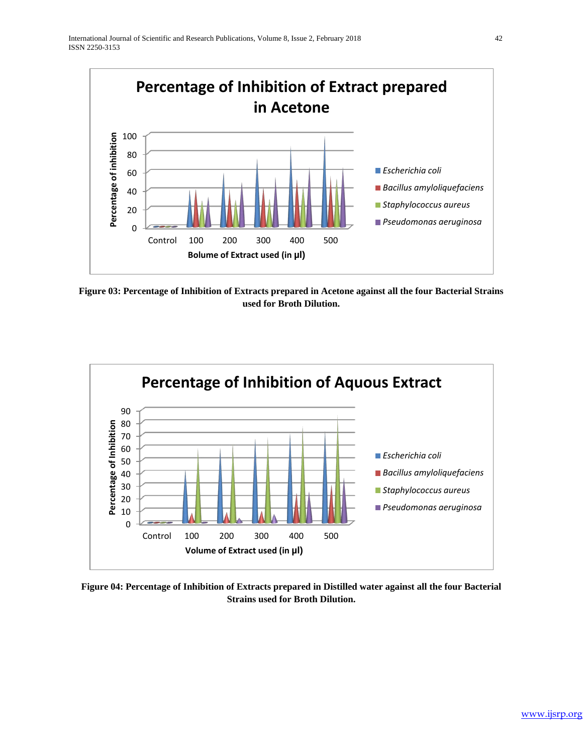**Figure 03: Percentage of Inhibition of Extracts prepared in Acetone against all the four Bacterial Strains used for Broth Dilution.**

**Figure 04: Percentage of Inhibition of Extracts prepared in Distilled water against all the four Bacterial Strains used for Broth Dilution.**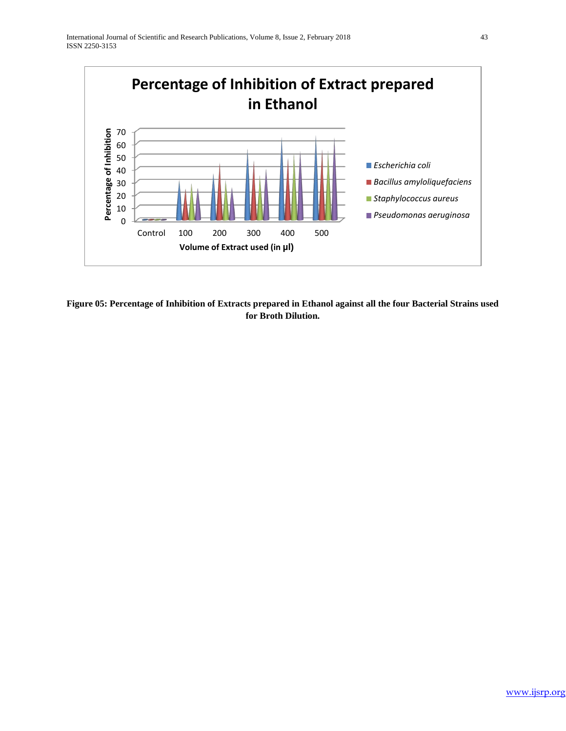**Figure 05: Percentage of Inhibition of Extracts prepared in Ethanol against all the four Bacterial Strains used for Broth Dilution.**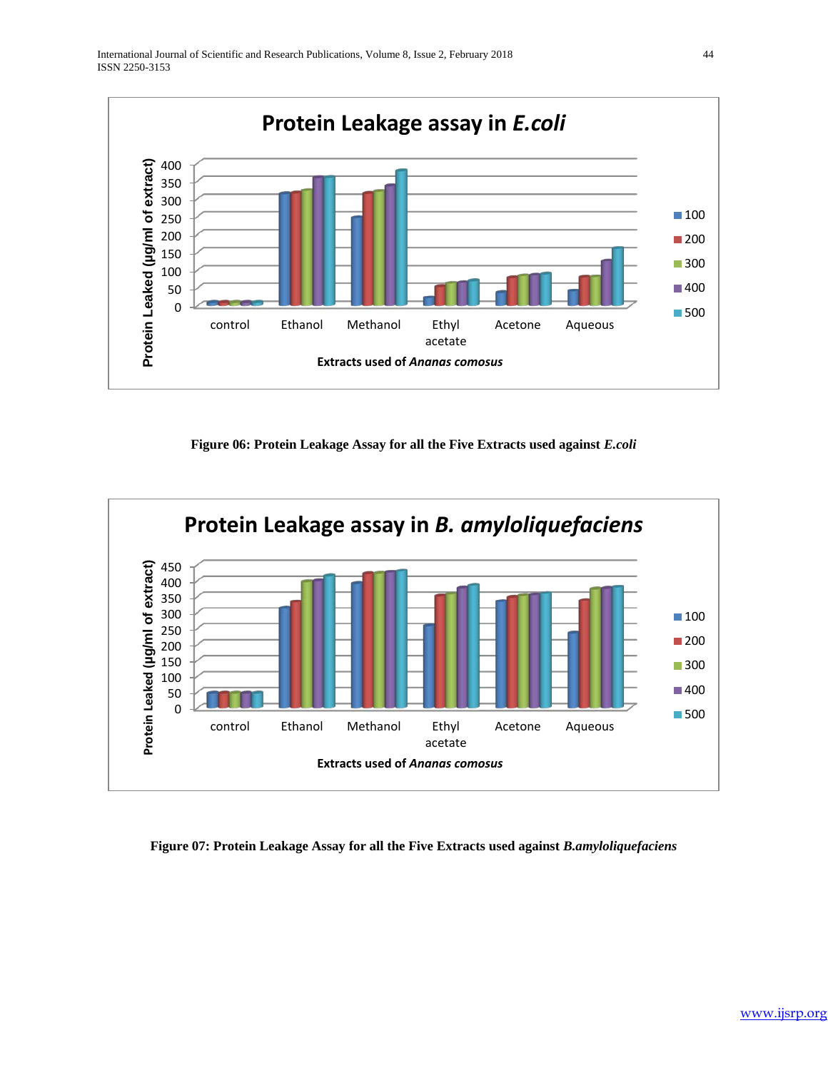Figure 06: Protein Leakage Assay for all the Five Extracts used against *E.coli*

Figure 07: Protein Leakage Assay for all the Five Extracts used against *B.amyloliquefaciens*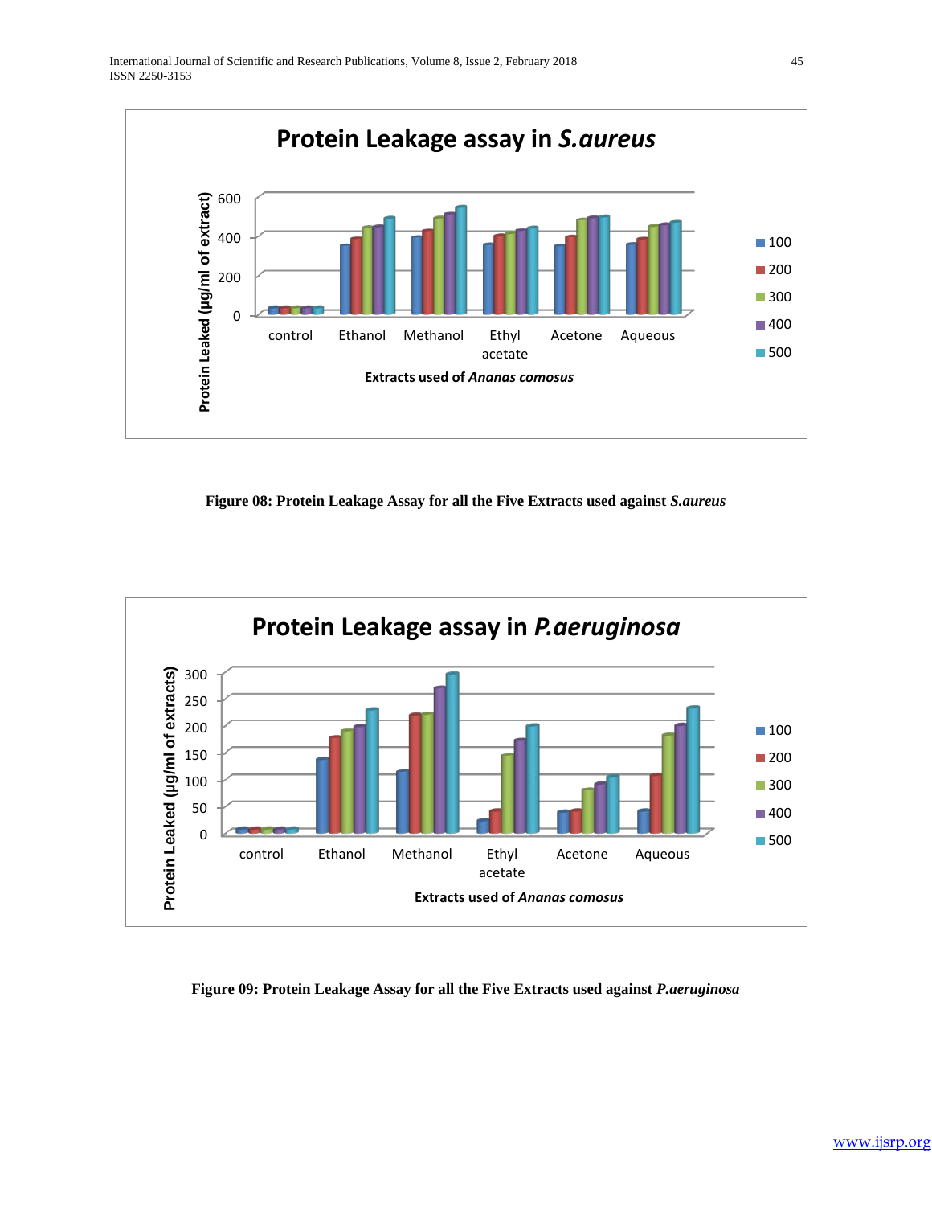Figure 08: Protein Leakage Assay for all the Five Extracts used against ***S.aureus***

Figure 09: Protein Leakage Assay for all the Five Extracts used against ***P.aeruginosa***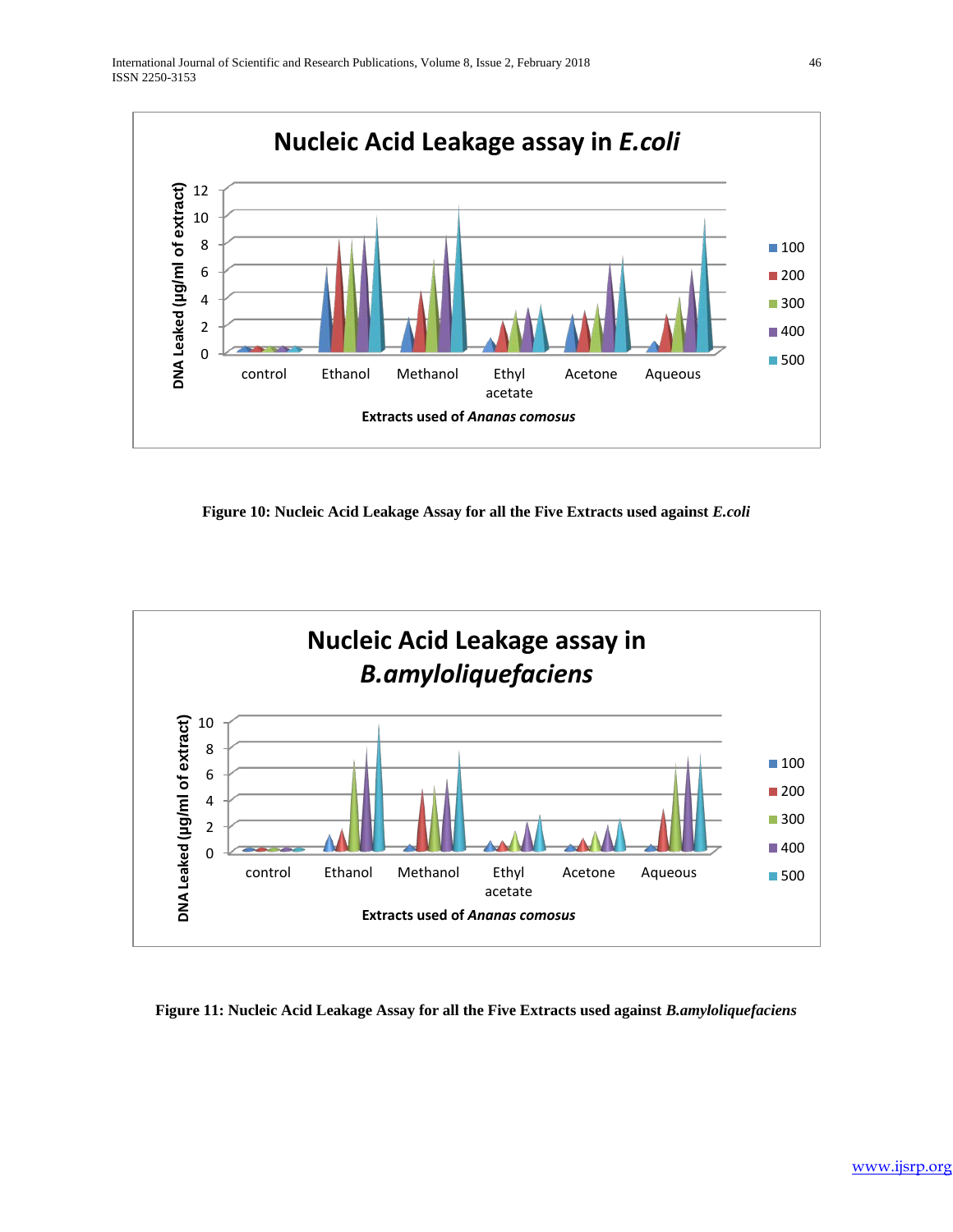Figure 10: Nucleic Acid Leakage Assay for all the Five Extracts used against *E.coli*

Figure 11: Nucleic Acid Leakage Assay for all the Five Extracts used against *B.amyloliquefaciens*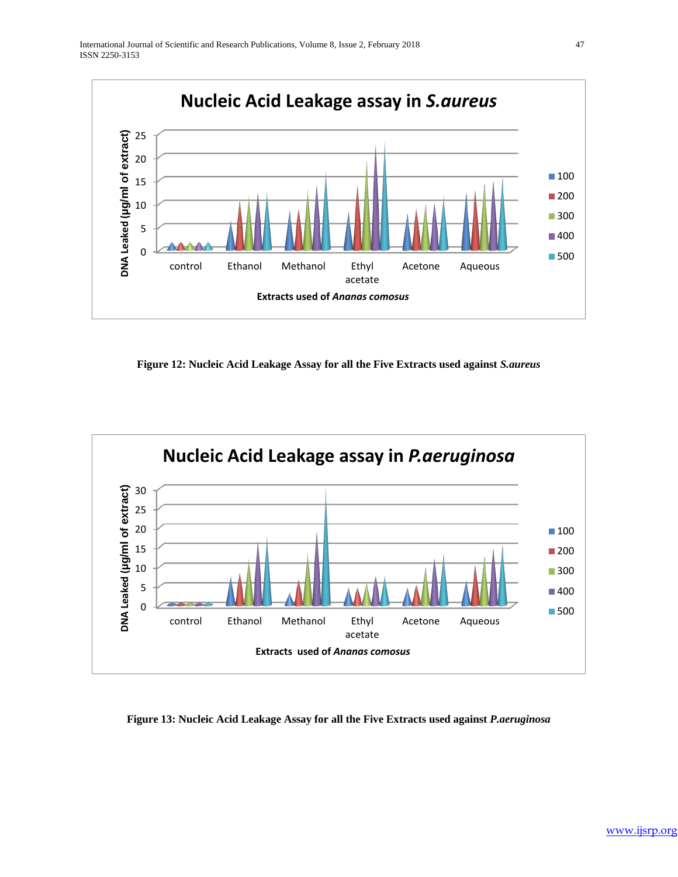Figure 12: Nucleic Acid Leakage Assay for all the Five Extracts used against ***S.aureus***

Figure 13: Nucleic Acid Leakage Assay for all the Five Extracts used against ***P.aeruginosa***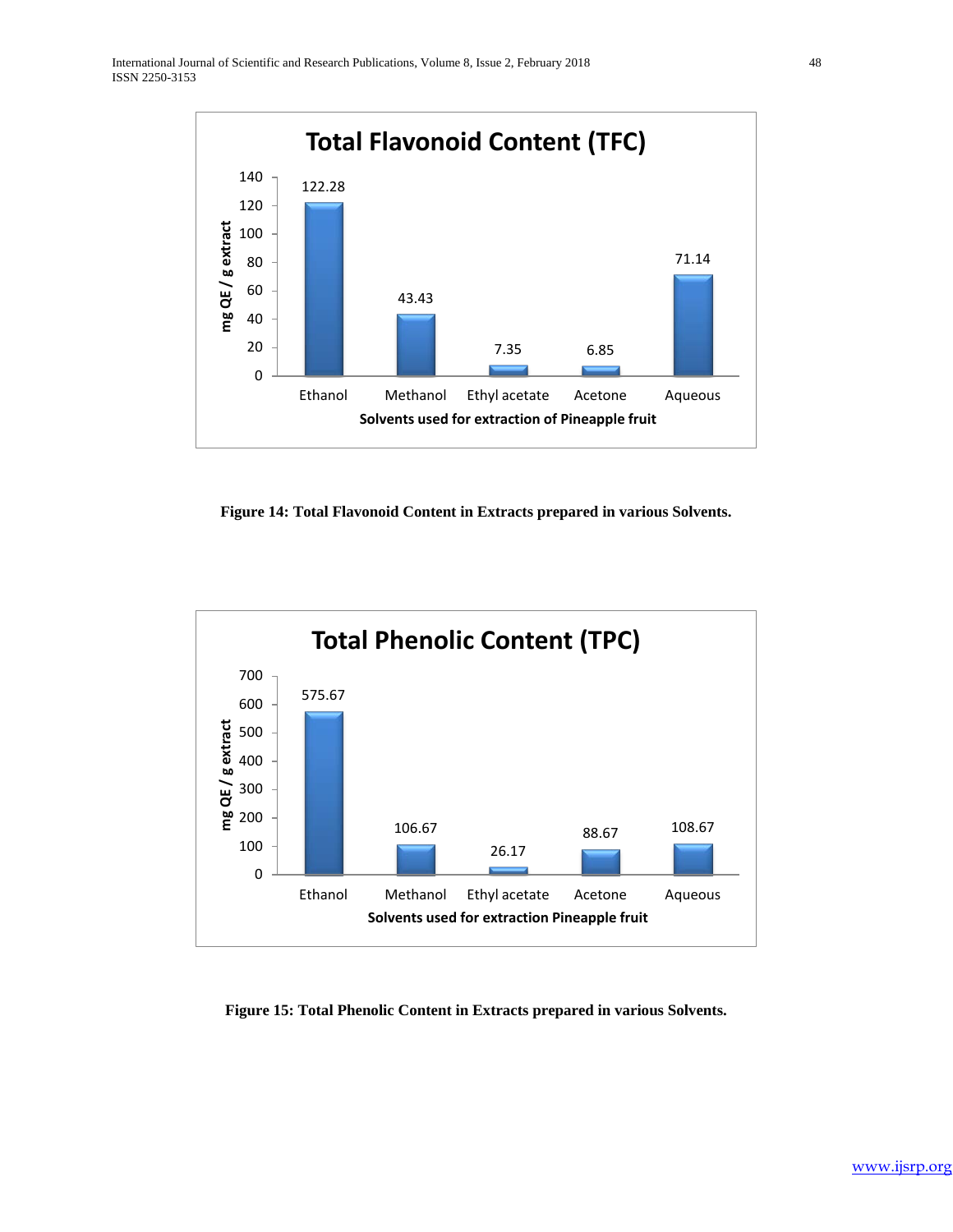**Total Flavonoid Content (TFC)**

| Solvents used for extraction of Pineapple fruit | mg QE / g extract |
| --- | --- |
| Ethanol | 122.28 |
| Methanol | 43.43 |
| Ethyl acetate | 7.35 |
| Acetone | 6.85 |
| Aqueous | 71.14 |

**Figure 14: Total Flavonoid Content in Extracts prepared in various Solvents.**

**Total Phenolic Content (TPC)**

| Solvents used for extraction Pineapple fruit | mg QE / g extract |
| --- | --- |
| Ethanol | 575.67 |
| Methanol | 106.67 |
| Ethyl acetate | 26.17 |
| Acetone | 88.67 |
| Aqueous | 108.67 |

**Figure 15: Total Phenolic Content in Extracts prepared in various Solvents.**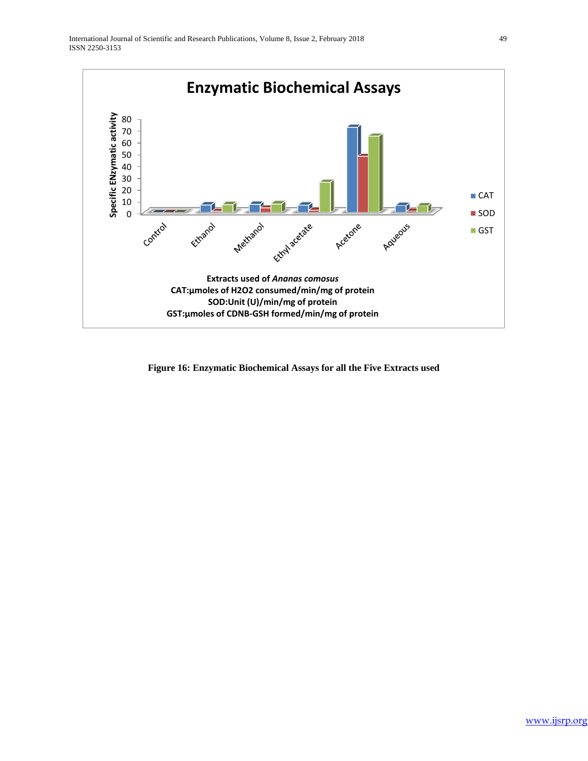**Figure 16: Enzymatic Biochemical Assays for all the Five Extracts used**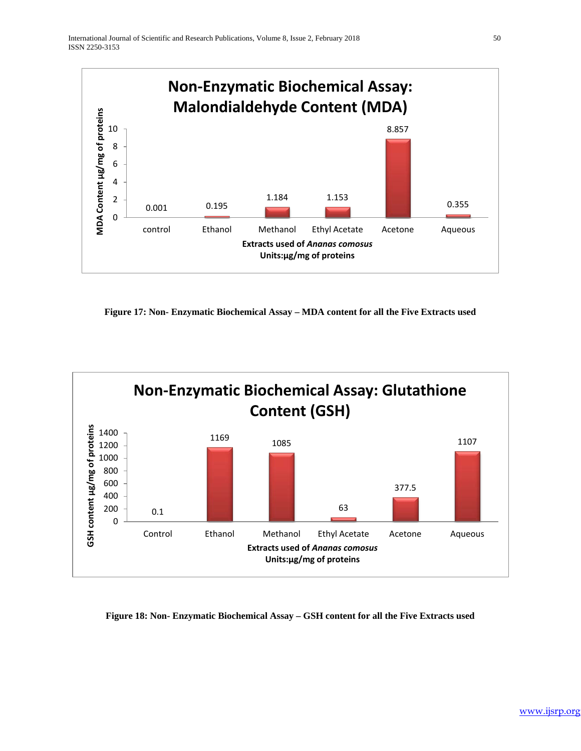**Non-Enzymatic Biochemical Assay: Malondialdehyde Content (MDA)**

| Extracts used of *Ananas comosus* | MDA Content µg/mg of proteins |
|---|---|
| control | 0.001 |
| Ethanol | 0.195 |
| Methanol | 1.184 |
| Ethyl Acetate | 1.153 |
| Acetone | 8.857 |
| Aqueous | 0.355 |

Units:µg/mg of proteins

**Figure 17: Non- Enzymatic Biochemical Assay – MDA content for all the Five Extracts used**

**Non-Enzymatic Biochemical Assay: Glutathione Content (GSH)**

| Extracts used of *Ananas comosus* | GSH content µg/mg of proteins |
|---|---|
| Control | 0.1 |
| Ethanol | 1169 |
| Methanol | 1085 |
| Ethyl Acetate | 63 |
| Acetone | 377.5 |
| Aqueous | 1107 |

Units:µg/mg of proteins

**Figure 18: Non- Enzymatic Biochemical Assay – GSH content for all the Five Extracts used**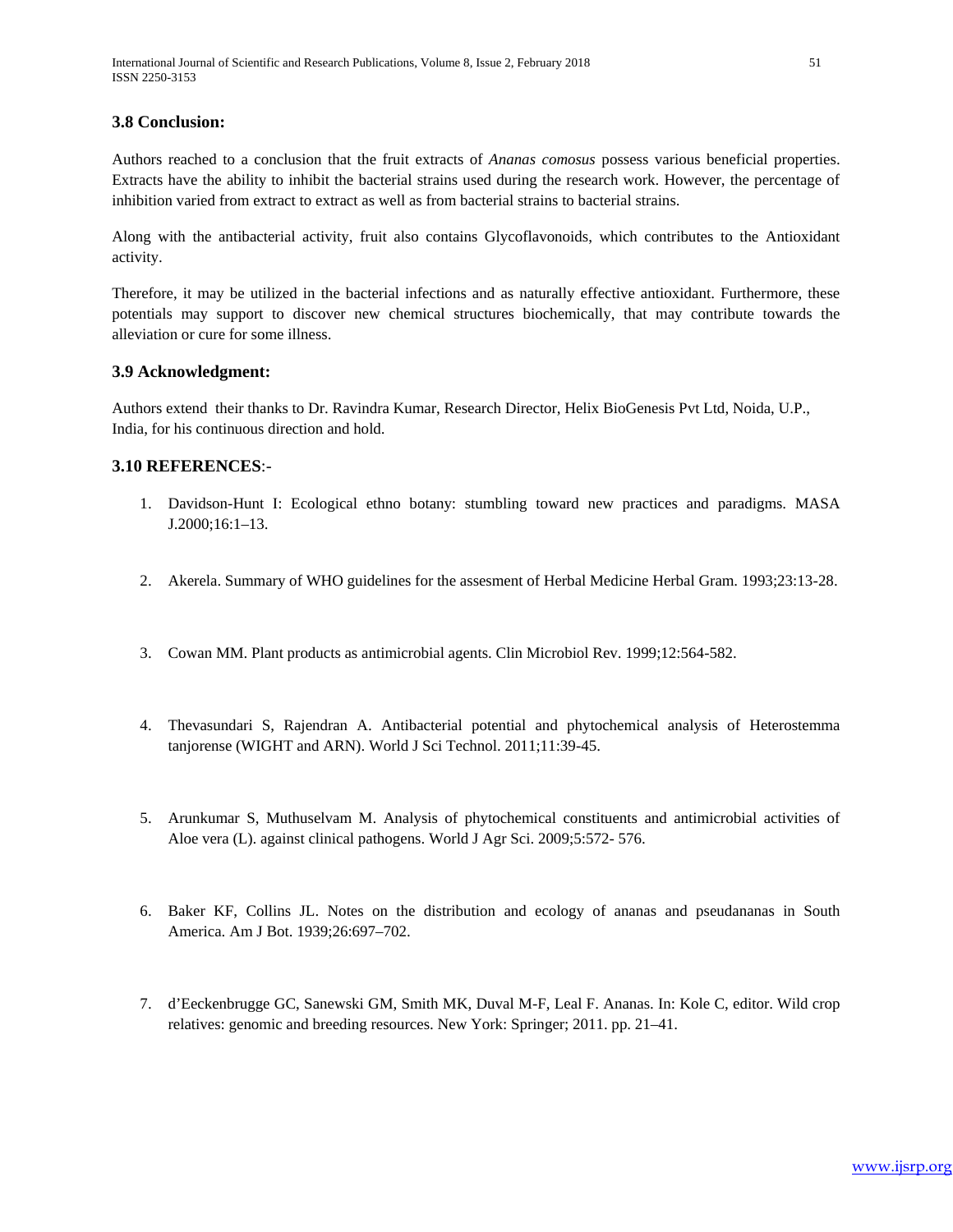### 3.8 Conclusion:

Authors reached to a conclusion that the fruit extracts of *Ananas comosus* possess various beneficial properties. Extracts have the ability to inhibit the bacterial strains used during the research work. However, the percentage of inhibition varied from extract to extract as well as from bacterial strains to bacterial strains.

Along with the antibacterial activity, fruit also contains Glycoflavonoids, which contributes to the Antioxidant activity.

Therefore, it may be utilized in the bacterial infections and as naturally effective antioxidant. Furthermore, these potentials may support to discover new chemical structures biochemically, that may contribute towards the alleviation or cure for some illness.

### 3.9 Acknowledgment:

Authors extend their thanks to Dr. Ravindra Kumar, Research Director, Helix BioGenesis Pvt Ltd, Noida, U.P., India, for his continuous direction and hold.

### 3.10 REFERENCES:-

1. Davidson-Hunt I: Ecological ethno botany: stumbling toward new practices and paradigms. MASA J.2000;16:1–13.
2. Akerela. Summary of WHO guidelines for the assesment of Herbal Medicine Herbal Gram. 1993;23:13-28.
3. Cowan MM. Plant products as antimicrobial agents. Clin Microbiol Rev. 1999;12:564-582.
4. Thevasundari S, Rajendran A. Antibacterial potential and phytochemical analysis of Heterostemma tanjorense (WIGHT and ARN). World J Sci Technol. 2011;11:39-45.
5. Arunkumar S, Muthuselvam M. Analysis of phytochemical constituents and antimicrobial activities of Aloe vera (L). against clinical pathogens. World J Agr Sci. 2009;5:572- 576.
6. Baker KF, Collins JL. Notes on the distribution and ecology of ananas and pseudananas in South America. Am J Bot. 1939;26:697–702.
7. d'Eeckenbrugge GC, Sanewski GM, Smith MK, Duval M-F, Leal F. Ananas. In: Kole C, editor. Wild crop relatives: genomic and breeding resources. New York: Springer; 2011. pp. 21–41.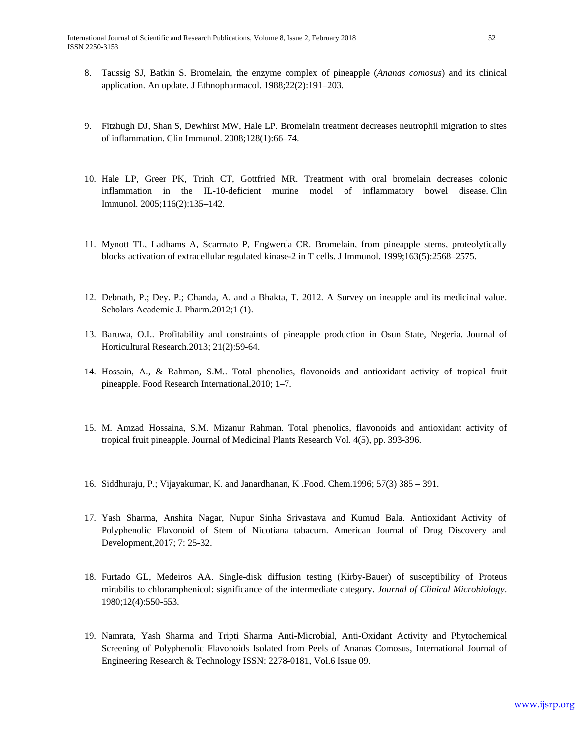8. Taussig SJ, Batkin S. Bromelain, the enzyme complex of pineapple (*Ananas comosus*) and its clinical application. An update. J Ethnopharmacol. 1988;22(2):191–203.

9. Fitzhugh DJ, Shan S, Dewhirst MW, Hale LP. Bromelain treatment decreases neutrophil migration to sites of inflammation. Clin Immunol. 2008;128(1):66–74.

10. Hale LP, Greer PK, Trinh CT, Gottfried MR. Treatment with oral bromelain decreases colonic inflammation in the IL-10-deficient murine model of inflammatory bowel disease. Clin Immunol. 2005;116(2):135–142.

11. Mynott TL, Ladhams A, Scarmato P, Engwerda CR. Bromelain, from pineapple stems, proteolytically blocks activation of extracellular regulated kinase-2 in T cells. J Immunol. 1999;163(5):2568–2575.

12. Debnath, P.; Dey. P.; Chanda, A. and a Bhakta, T. 2012. A Survey on ineapple and its medicinal value. Scholars Academic J. Pharm.2012;1 (1).

13. Baruwa, O.I.. Profitability and constraints of pineapple production in Osun State, Negeria. Journal of Horticultural Research.2013; 21(2):59-64.

14. Hossain, A., & Rahman, S.M.. Total phenolics, flavonoids and antioxidant activity of tropical fruit pineapple. Food Research International,2010; 1–7.

15. M. Amzad Hossaina, S.M. Mizanur Rahman. Total phenolics, flavonoids and antioxidant activity of tropical fruit pineapple. Journal of Medicinal Plants Research Vol. 4(5), pp. 393-396.

16. Siddhuraju, P.; Vijayakumar, K. and Janardhanan, K .Food. Chem.1996; 57(3) 385 – 391.

17. Yash Sharma, Anshita Nagar, Nupur Sinha Srivastava and Kumud Bala. Antioxidant Activity of Polyphenolic Flavonoid of Stem of Nicotiana tabacum. American Journal of Drug Discovery and Development,2017; 7: 25-32.

18. Furtado GL, Medeiros AA. Single-disk diffusion testing (Kirby-Bauer) of susceptibility of Proteus mirabilis to chloramphenicol: significance of the intermediate category. *Journal of Clinical Microbiology*. 1980;12(4):550-553.

19. Namrata, Yash Sharma and Tripti Sharma Anti-Microbial, Anti-Oxidant Activity and Phytochemical Screening of Polyphenolic Flavonoids Isolated from Peels of Ananas Comosus, International Journal of Engineering Research & Technology ISSN: 2278-0181, Vol.6 Issue 09.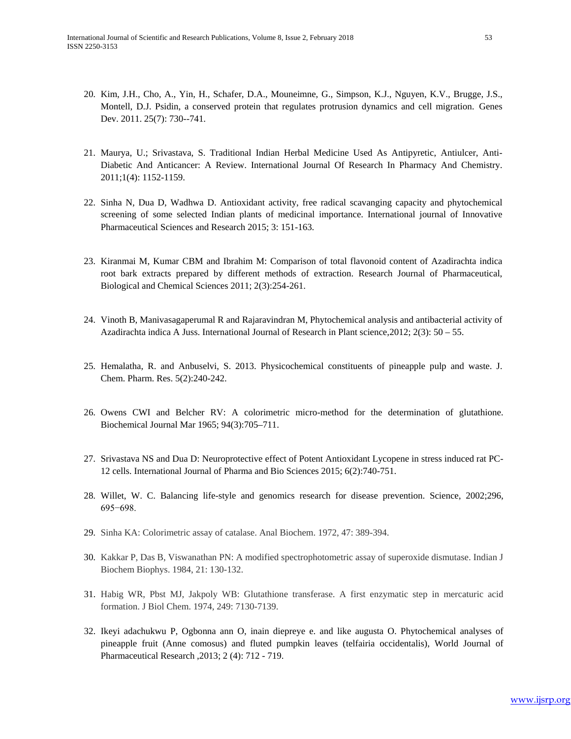20. Kim, J.H., Cho, A., Yin, H., Schafer, D.A., Mouneimne, G., Simpson, K.J., Nguyen, K.V., Brugge, J.S., Montell, D.J. Psidin, a conserved protein that regulates protrusion dynamics and cell migration. Genes Dev. 2011. 25(7): 730--741.

21. Maurya, U.; Srivastava, S. Traditional Indian Herbal Medicine Used As Antipyretic, Antiulcer, Anti-Diabetic And Anticancer: A Review. International Journal Of Research In Pharmacy And Chemistry. 2011;1(4): 1152-1159.

22. Sinha N, Dua D, Wadhwa D. Antioxidant activity, free radical scavanging capacity and phytochemical screening of some selected Indian plants of medicinal importance. International journal of Innovative Pharmaceutical Sciences and Research 2015; 3: 151-163.

23. Kiranmai M, Kumar CBM and Ibrahim M: Comparison of total flavonoid content of Azadirachta indica root bark extracts prepared by different methods of extraction. Research Journal of Pharmaceutical, Biological and Chemical Sciences 2011; 2(3):254-261.

24. Vinoth B, Manivasagaperumal R and Rajaravindran M, Phytochemical analysis and antibacterial activity of Azadirachta indica A Juss. International Journal of Research in Plant science,2012; 2(3): 50 – 55.

25. Hemalatha, R. and Anbuselvi, S. 2013. Physicochemical constituents of pineapple pulp and waste. J. Chem. Pharm. Res. 5(2):240-242.

26. Owens CWI and Belcher RV: A colorimetric micro-method for the determination of glutathione. Biochemical Journal Mar 1965; 94(3):705–711.

27. Srivastava NS and Dua D: Neuroprotective effect of Potent Antioxidant Lycopene in stress induced rat PC-12 cells. International Journal of Pharma and Bio Sciences 2015; 6(2):740-751.

28. Willet, W. C. Balancing life-style and genomics research for disease prevention. Science, 2002;296, 695−698.

29. Sinha KA: Colorimetric assay of catalase. Anal Biochem. 1972, 47: 389-394.

30. Kakkar P, Das B, Viswanathan PN: A modified spectrophotometric assay of superoxide dismutase. Indian J Biochem Biophys. 1984, 21: 130-132.

31. Habig WR, Pbst MJ, Jakpoly WB: Glutathione transferase. A first enzymatic step in mercaturic acid formation. J Biol Chem. 1974, 249: 7130-7139.

32. Ikeyi adachukwu P, Ogbonna ann O, inain diepreye e. and like augusta O. Phytochemical analyses of pineapple fruit (Anne comosus) and fluted pumpkin leaves (telfairia occidentalis), World Journal of Pharmaceutical Research ,2013; 2 (4): 712 - 719.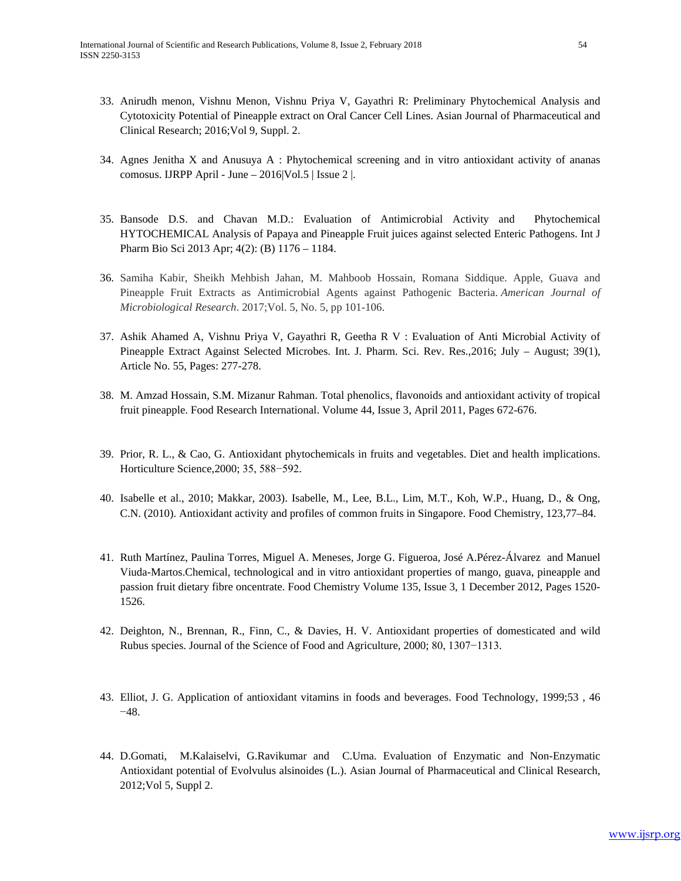33. Anirudh menon, Vishnu Menon, Vishnu Priya V, Gayathri R: Preliminary Phytochemical Analysis and Cytotoxicity Potential of Pineapple extract on Oral Cancer Cell Lines. Asian Journal of Pharmaceutical and Clinical Research; 2016;Vol 9, Suppl. 2.

34. Agnes Jenitha X and Anusuya A : Phytochemical screening and in vitro antioxidant activity of ananas comosus. IJRPP April - June – 2016|Vol.5 | Issue 2 |.

35. Bansode D.S. and Chavan M.D.: Evaluation of Antimicrobial Activity and Phytochemical HYTOCHEMICAL Analysis of Papaya and Pineapple Fruit juices against selected Enteric Pathogens. Int J Pharm Bio Sci 2013 Apr; 4(2): (B) 1176 – 1184.

36. Samiha Kabir, Sheikh Mehbish Jahan, M. Mahboob Hossain, Romana Siddique. Apple, Guava and Pineapple Fruit Extracts as Antimicrobial Agents against Pathogenic Bacteria. *American Journal of Microbiological Research*. 2017;Vol. 5, No. 5, pp 101-106.

37. Ashik Ahamed A, Vishnu Priya V, Gayathri R, Geetha R V : Evaluation of Anti Microbial Activity of Pineapple Extract Against Selected Microbes. Int. J. Pharm. Sci. Rev. Res.,2016; July – August; 39(1), Article No. 55, Pages: 277-278.

38. M. Amzad Hossain, S.M. Mizanur Rahman. Total phenolics, flavonoids and antioxidant activity of tropical fruit pineapple. Food Research International. Volume 44, Issue 3, April 2011, Pages 672-676.

39. Prior, R. L., & Cao, G. Antioxidant phytochemicals in fruits and vegetables. Diet and health implications. Horticulture Science,2000; 35, 588−592.

40. Isabelle et al., 2010; Makkar, 2003). Isabelle, M., Lee, B.L., Lim, M.T., Koh, W.P., Huang, D., & Ong, C.N. (2010). Antioxidant activity and profiles of common fruits in Singapore. Food Chemistry, 123,77–84.

41. Ruth Martínez, Paulina Torres, Miguel A. Meneses, Jorge G. Figueroa, José A.Pérez-Álvarez and Manuel Viuda-Martos.Chemical, technological and in vitro antioxidant properties of mango, guava, pineapple and passion fruit dietary fibre oncentrate. Food Chemistry Volume 135, Issue 3, 1 December 2012, Pages 1520-1526.

42. Deighton, N., Brennan, R., Finn, C., & Davies, H. V. Antioxidant properties of domesticated and wild Rubus species. Journal of the Science of Food and Agriculture, 2000; 80, 1307−1313.

43. Elliot, J. G. Application of antioxidant vitamins in foods and beverages. Food Technology, 1999;53 , 46 −48.

44. D.Gomati, M.Kalaiselvi, G.Ravikumar and C.Uma. Evaluation of Enzymatic and Non-Enzymatic Antioxidant potential of Evolvulus alsinoides (L.). Asian Journal of Pharmaceutical and Clinical Research, 2012;Vol 5, Suppl 2.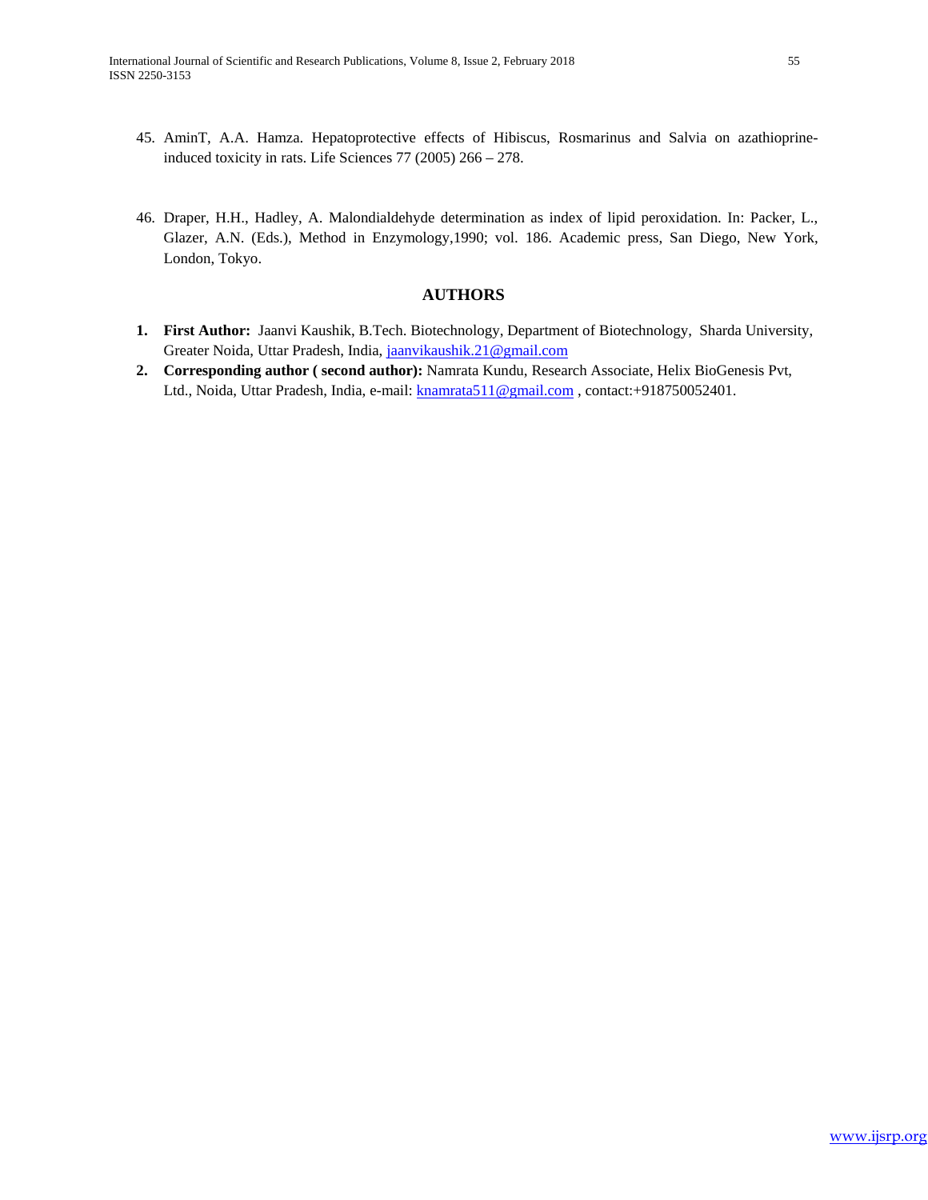45. AminT, A.A. Hamza. Hepatoprotective effects of Hibiscus, Rosmarinus and Salvia on azathioprine-induced toxicity in rats. Life Sciences 77 (2005) 266 – 278.

46. Draper, H.H., Hadley, A. Malondialdehyde determination as index of lipid peroxidation. In: Packer, L., Glazer, A.N. (Eds.), Method in Enzymology,1990; vol. 186. Academic press, San Diego, New York, London, Tokyo.

## AUTHORS

1. **First Author:** Jaanvi Kaushik, B.Tech. Biotechnology, Department of Biotechnology, Sharda University, Greater Noida, Uttar Pradesh, India, jaanvikaushik.21@gmail.com
2. **Corresponding author ( second author):** Namrata Kundu, Research Associate, Helix BioGenesis Pvt, Ltd., Noida, Uttar Pradesh, India, e-mail: knamrata511@gmail.com , contact:+918750052401.